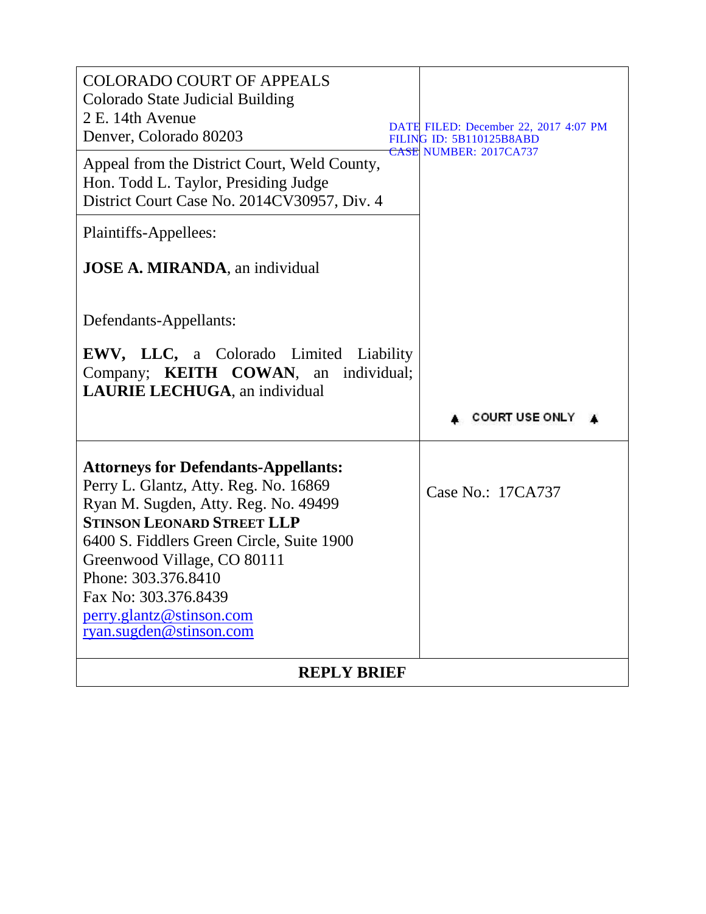COLORADO COURT OF APPEALS
Colorado State Judicial Building
2 E. 14th Avenue
Denver, Colorado 80203

DATE FILED: December 22, 2017 4:07 PM
FILING ID: 5B110125B8ABD
CASE NUMBER: 2017CA737

Appeal from the District Court, Weld County,
Hon. Todd L. Taylor, Presiding Judge
District Court Case No. 2014CV30957, Div. 4

Plaintiffs-Appellees:

**JOSE A. MIRANDA**, an individual

Defendants-Appellants:

**EWV, LLC,** a Colorado Limited Liability Company; **KEITH COWAN**, an individual; **LAURIE LECHUGA**, an individual

▲ COURT USE ONLY ▲

**Attorneys for Defendants-Appellants:**
Perry L. Glantz, Atty. Reg. No. 16869
Ryan M. Sugden, Atty. Reg. No. 49499
**STINSON LEONARD STREET LLP**
6400 S. Fiddlers Green Circle, Suite 1900
Greenwood Village, CO 80111
Phone: 303.376.8410
Fax No: 303.376.8439
perry.glantz@stinson.com
ryan.sugden@stinson.com

Case No.: 17CA737

**REPLY BRIEF**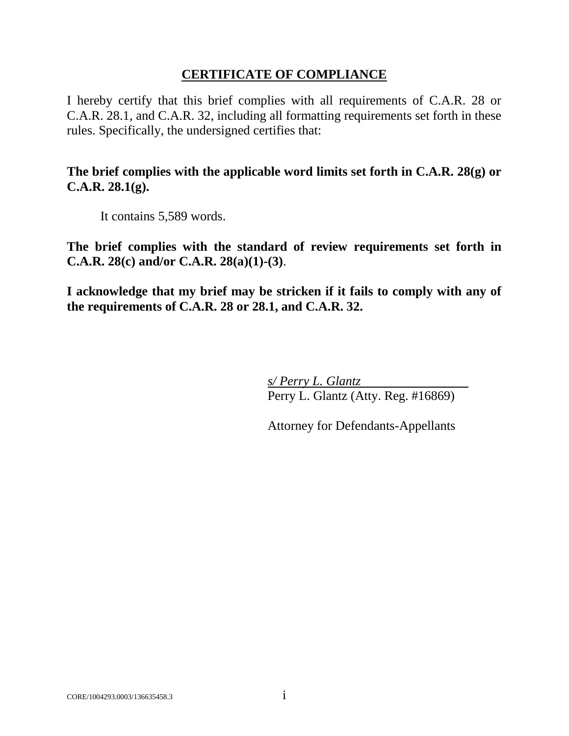## CERTIFICATE OF COMPLIANCE

I hereby certify that this brief complies with all requirements of C.A.R. 28 or C.A.R. 28.1, and C.A.R. 32, including all formatting requirements set forth in these rules. Specifically, the undersigned certifies that:

**The brief complies with the applicable word limits set forth in C.A.R. 28(g) or C.A.R. 28.1(g).**

It contains 5,589 words.

**The brief complies with the standard of review requirements set forth in C.A.R. 28(c) and/or C.A.R. 28(a)(1)-(3)**.

**I acknowledge that my brief may be stricken if it fails to comply with any of the requirements of C.A.R. 28 or 28.1, and C.A.R. 32.**

*s/ Perry L. Glantz*
Perry L. Glantz (Atty. Reg. #16869)

Attorney for Defendants-Appellants

CORE/1004293.0003/136635458.3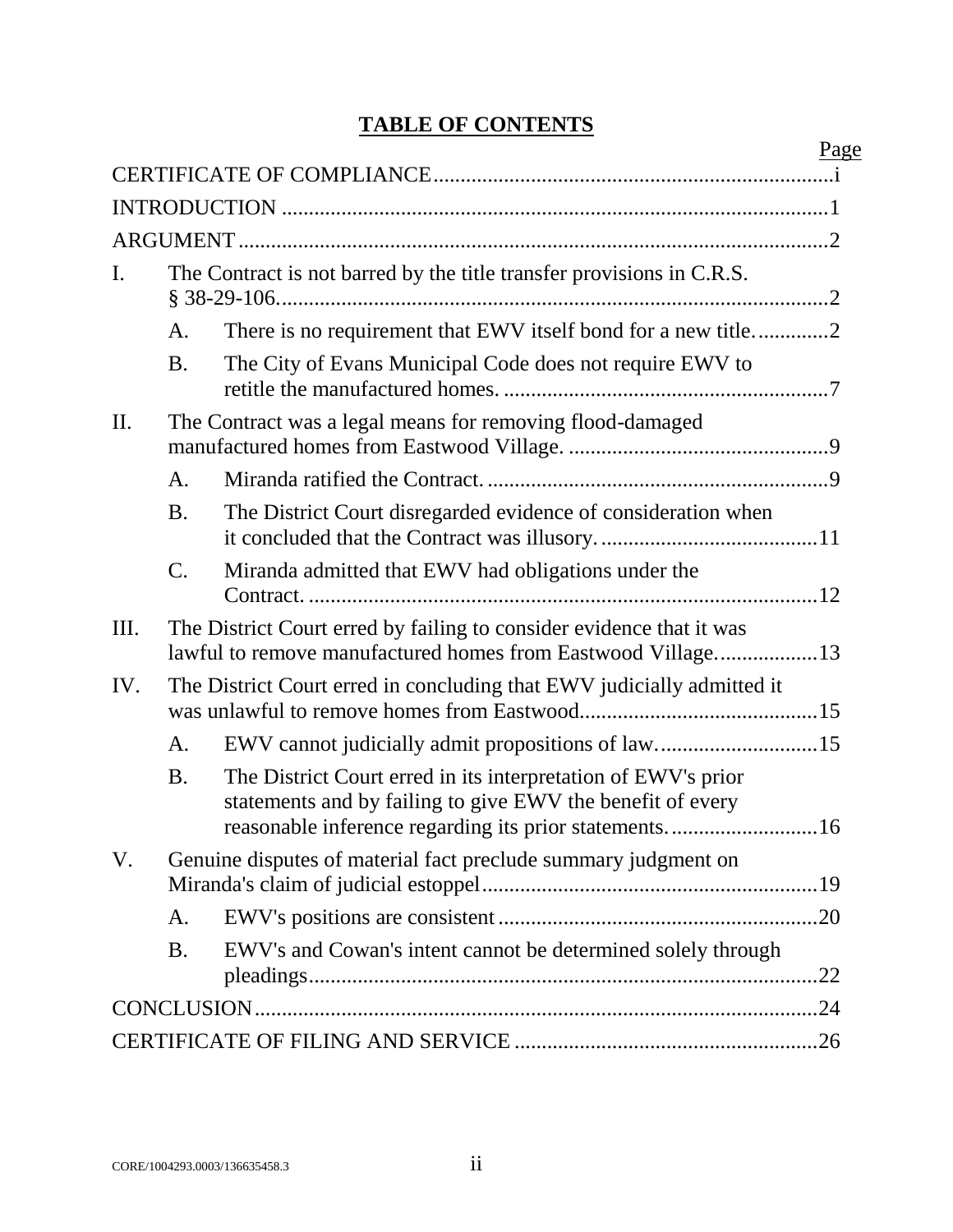# TABLE OF CONTENTS

| | | | Page |
|---|---|---|---|
| CERTIFICATE OF COMPLIANCE | | | i |
| INTRODUCTION | | | 1 |
| ARGUMENT | | | 2 |
| I. | The Contract is not barred by the title transfer provisions in C.R.S. § 38-29-106. | | 2 |
| | A. | There is no requirement that EWV itself bond for a new title. | 2 |
| | B. | The City of Evans Municipal Code does not require EWV to retitle the manufactured homes. | 7 |
| II. | The Contract was a legal means for removing flood-damaged manufactured homes from Eastwood Village. | | 9 |
| | A. | Miranda ratified the Contract. | 9 |
| | B. | The District Court disregarded evidence of consideration when it concluded that the Contract was illusory. | 11 |
| | C. | Miranda admitted that EWV had obligations under the Contract. | 12 |
| III. | The District Court erred by failing to consider evidence that it was lawful to remove manufactured homes from Eastwood Village. | | 13 |
| IV. | The District Court erred in concluding that EWV judicially admitted it was unlawful to remove homes from Eastwood. | | 15 |
| | A. | EWV cannot judicially admit propositions of law. | 15 |
| | B. | The District Court erred in its interpretation of EWV's prior statements and by failing to give EWV the benefit of every reasonable inference regarding its prior statements. | 16 |
| V. | Genuine disputes of material fact preclude summary judgment on Miranda's claim of judicial estoppel | | 19 |
| | A. | EWV's positions are consistent | 20 |
| | B. | EWV's and Cowan's intent cannot be determined solely through pleadings | 22 |
| CONCLUSION | | | 24 |
| CERTIFICATE OF FILING AND SERVICE | | | 26 |

CORE/1004293.0003/136635458.3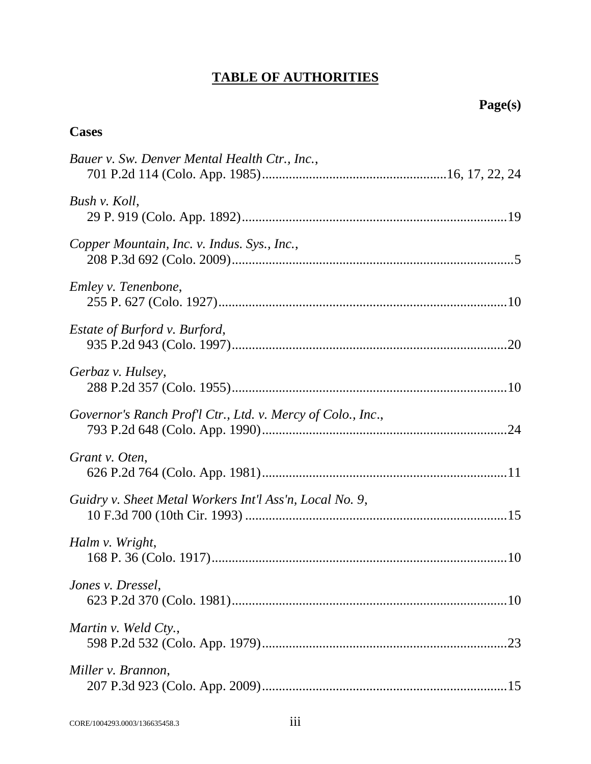## TABLE OF AUTHORITIES

**Page(s)**

**Cases**

*Bauer v. Sw. Denver Mental Health Ctr., Inc.*,
701 P.2d 114 (Colo. App. 1985).......................................................16, 17, 22, 24

*Bush v. Koll*,
29 P. 919 (Colo. App. 1892)..............................................................................19

*Copper Mountain, Inc. v. Indus. Sys., Inc.*,
208 P.3d 692 (Colo. 2009)...................................................................................5

*Emley v. Tenenbone*,
255 P. 627 (Colo. 1927).....................................................................................10

*Estate of Burford v. Burford*,
935 P.2d 943 (Colo. 1997).................................................................................20

*Gerbaz v. Hulsey*,
288 P.2d 357 (Colo. 1955).................................................................................10

*Governor's Ranch Prof'l Ctr., Ltd. v. Mercy of Colo., Inc.*,
793 P.2d 648 (Colo. App. 1990)........................................................................24

*Grant v. Oten*,
626 P.2d 764 (Colo. App. 1981)........................................................................11

*Guidry v. Sheet Metal Workers Int'l Ass'n, Local No. 9*,
10 F.3d 700 (10th Cir. 1993) .............................................................................15

*Halm v. Wright*,
168 P. 36 (Colo. 1917).......................................................................................10

*Jones v. Dressel*,
623 P.2d 370 (Colo. 1981).................................................................................10

*Martin v. Weld Cty.*,
598 P.2d 532 (Colo. App. 1979)........................................................................23

*Miller v. Brannon*,
207 P.3d 923 (Colo. App. 2009)........................................................................15

CORE/1004293.0003/136635458.3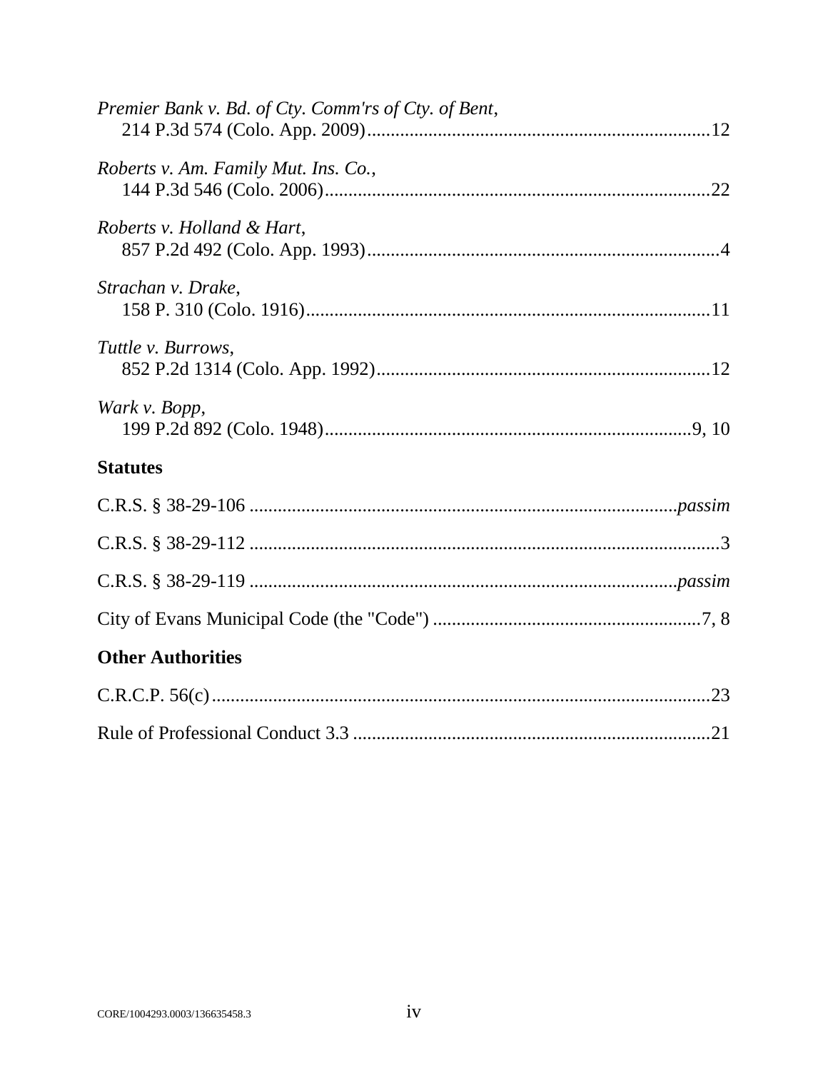*Premier Bank v. Bd. of Cty. Comm'rs of Cty. of Bent*,
214 P.3d 574 (Colo. App. 2009)........................................................................12

*Roberts v. Am. Family Mut. Ins. Co.*,
144 P.3d 546 (Colo. 2006)................................................................................22

*Roberts v. Holland & Hart*,
857 P.2d 492 (Colo. App. 1993)..........................................................................4

*Strachan v. Drake*,
158 P. 310 (Colo. 1916)....................................................................................11

*Tuttle v. Burrows*,
852 P.2d 1314 (Colo. App. 1992)......................................................................12

*Wark v. Bopp*,
199 P.2d 892 (Colo. 1948)..............................................................................9, 10

**Statutes**

C.R.S. § 38-29-106 ..........................................................................................*passim*

C.R.S. § 38-29-112 ...................................................................................................3

C.R.S. § 38-29-119 ..........................................................................................*passim*

City of Evans Municipal Code (the "Code") ..........................................................7, 8

**Other Authorities**

C.R.C.P. 56(c)..........................................................................................................23

Rule of Professional Conduct 3.3 ............................................................................21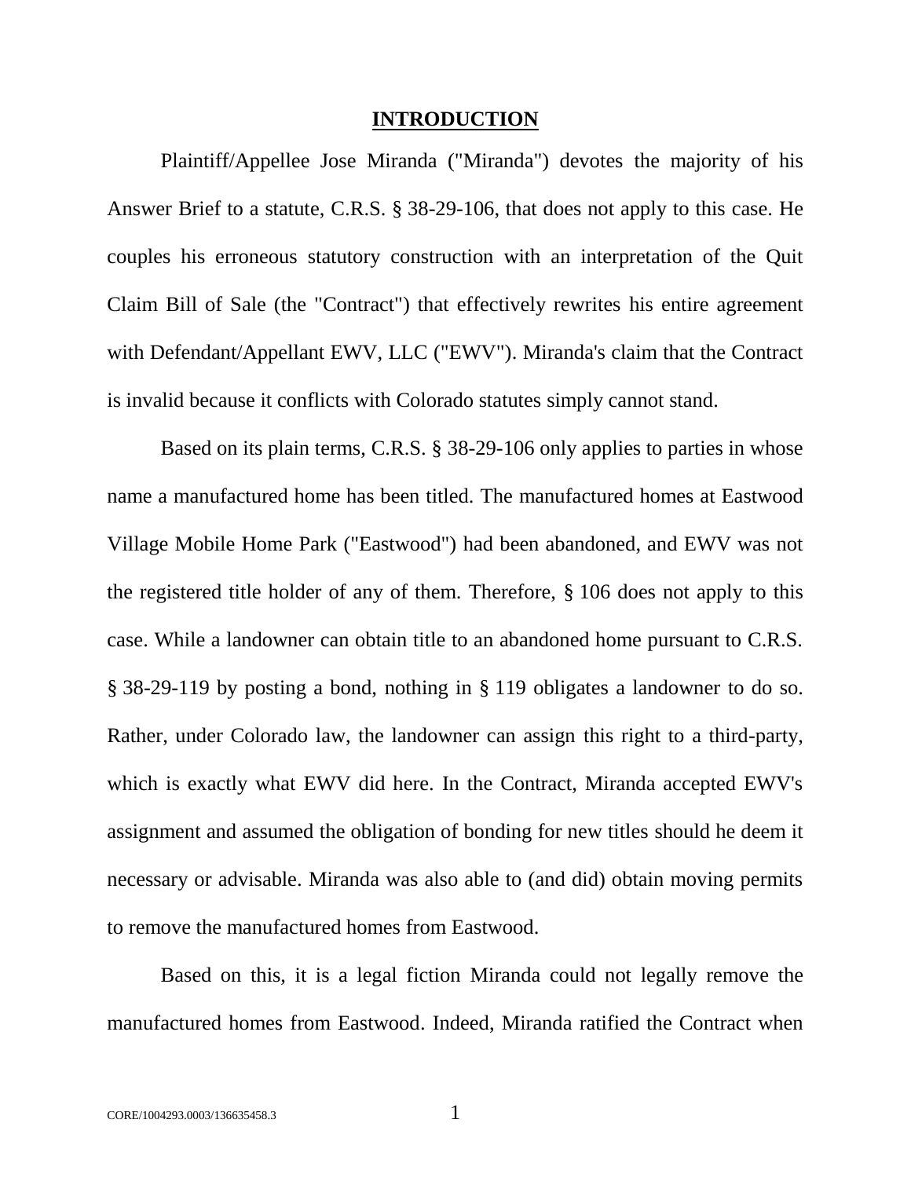## INTRODUCTION

Plaintiff/Appellee Jose Miranda ("Miranda") devotes the majority of his Answer Brief to a statute, C.R.S. § 38-29-106, that does not apply to this case. He couples his erroneous statutory construction with an interpretation of the Quit Claim Bill of Sale (the "Contract") that effectively rewrites his entire agreement with Defendant/Appellant EWV, LLC ("EWV"). Miranda's claim that the Contract is invalid because it conflicts with Colorado statutes simply cannot stand.

Based on its plain terms, C.R.S. § 38-29-106 only applies to parties in whose name a manufactured home has been titled. The manufactured homes at Eastwood Village Mobile Home Park ("Eastwood") had been abandoned, and EWV was not the registered title holder of any of them. Therefore, § 106 does not apply to this case. While a landowner can obtain title to an abandoned home pursuant to C.R.S. § 38-29-119 by posting a bond, nothing in § 119 obligates a landowner to do so. Rather, under Colorado law, the landowner can assign this right to a third-party, which is exactly what EWV did here. In the Contract, Miranda accepted EWV's assignment and assumed the obligation of bonding for new titles should he deem it necessary or advisable. Miranda was also able to (and did) obtain moving permits to remove the manufactured homes from Eastwood.

Based on this, it is a legal fiction Miranda could not legally remove the manufactured homes from Eastwood. Indeed, Miranda ratified the Contract when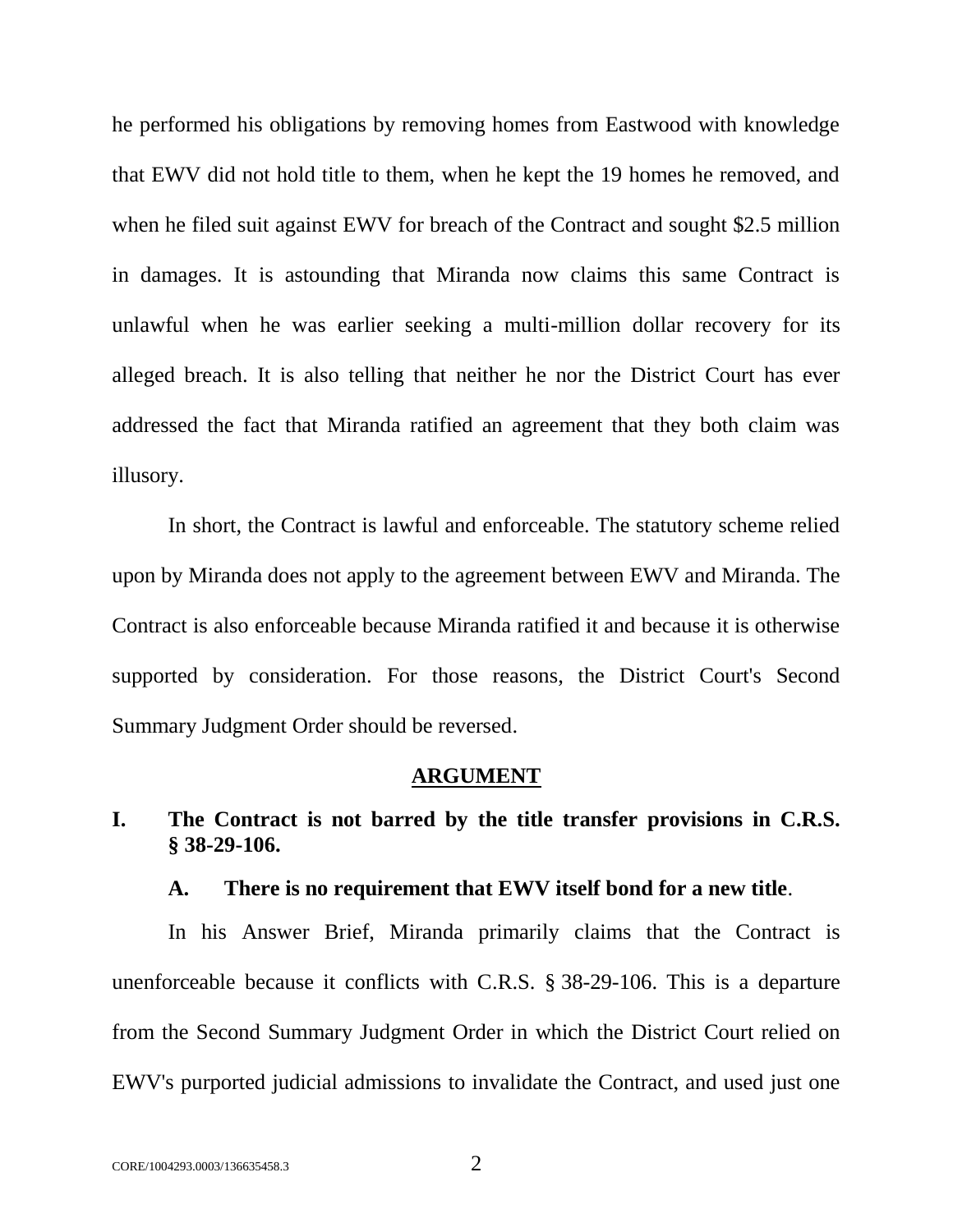he performed his obligations by removing homes from Eastwood with knowledge that EWV did not hold title to them, when he kept the 19 homes he removed, and when he filed suit against EWV for breach of the Contract and sought $2.5 million in damages. It is astounding that Miranda now claims this same Contract is unlawful when he was earlier seeking a multi-million dollar recovery for its alleged breach. It is also telling that neither he nor the District Court has ever addressed the fact that Miranda ratified an agreement that they both claim was illusory.

In short, the Contract is lawful and enforceable. The statutory scheme relied upon by Miranda does not apply to the agreement between EWV and Miranda. The Contract is also enforceable because Miranda ratified it and because it is otherwise supported by consideration. For those reasons, the District Court's Second Summary Judgment Order should be reversed.

## ARGUMENT

### I. The Contract is not barred by the title transfer provisions in C.R.S. § 38-29-106.

#### A. There is no requirement that EWV itself bond for a new title.

In his Answer Brief, Miranda primarily claims that the Contract is unenforceable because it conflicts with C.R.S. § 38-29-106. This is a departure from the Second Summary Judgment Order in which the District Court relied on EWV's purported judicial admissions to invalidate the Contract, and used just one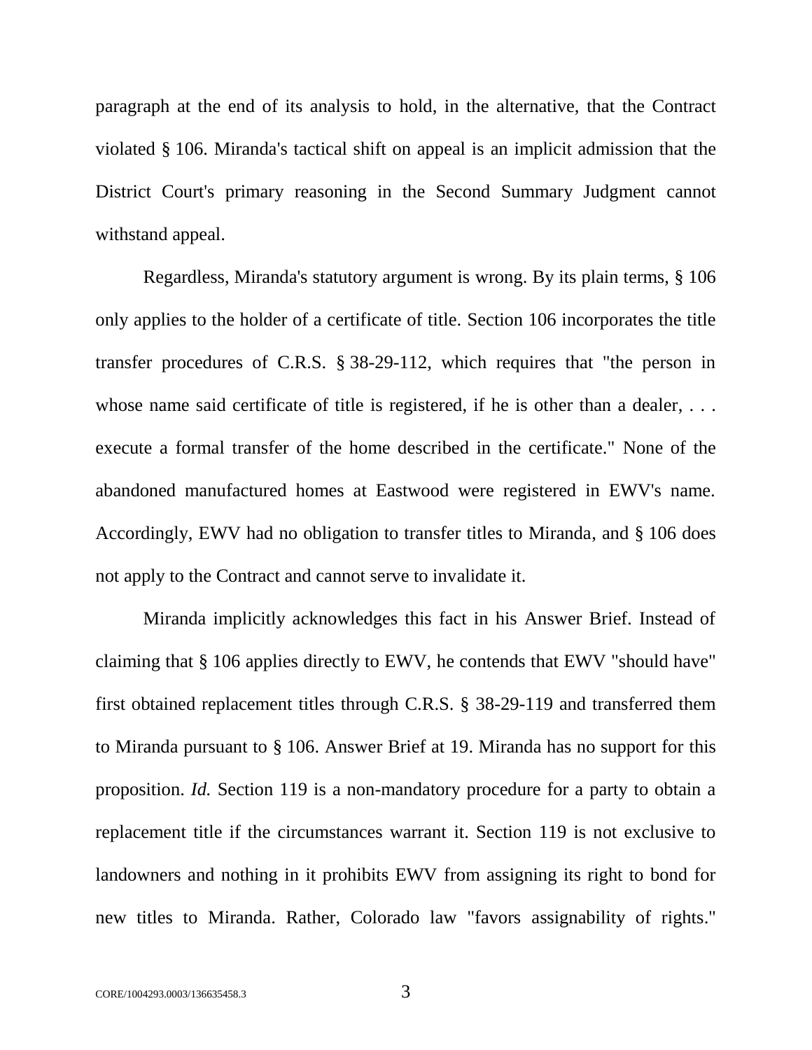paragraph at the end of its analysis to hold, in the alternative, that the Contract violated § 106. Miranda's tactical shift on appeal is an implicit admission that the District Court's primary reasoning in the Second Summary Judgment cannot withstand appeal.

Regardless, Miranda's statutory argument is wrong. By its plain terms, § 106 only applies to the holder of a certificate of title. Section 106 incorporates the title transfer procedures of C.R.S. § 38-29-112, which requires that "the person in whose name said certificate of title is registered, if he is other than a dealer, . . . execute a formal transfer of the home described in the certificate." None of the abandoned manufactured homes at Eastwood were registered in EWV's name. Accordingly, EWV had no obligation to transfer titles to Miranda, and § 106 does not apply to the Contract and cannot serve to invalidate it.

Miranda implicitly acknowledges this fact in his Answer Brief. Instead of claiming that § 106 applies directly to EWV, he contends that EWV "should have" first obtained replacement titles through C.R.S. § 38-29-119 and transferred them to Miranda pursuant to § 106. Answer Brief at 19. Miranda has no support for this proposition. *Id.* Section 119 is a non-mandatory procedure for a party to obtain a replacement title if the circumstances warrant it. Section 119 is not exclusive to landowners and nothing in it prohibits EWV from assigning its right to bond for new titles to Miranda. Rather, Colorado law "favors assignability of rights."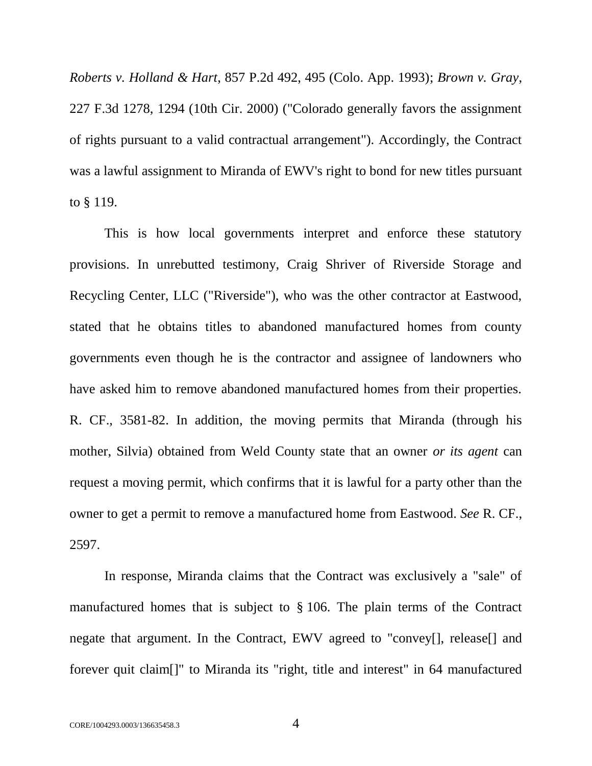*Roberts v. Holland & Hart*, 857 P.2d 492, 495 (Colo. App. 1993); *Brown v. Gray*, 227 F.3d 1278, 1294 (10th Cir. 2000) ("Colorado generally favors the assignment of rights pursuant to a valid contractual arrangement"). Accordingly, the Contract was a lawful assignment to Miranda of EWV's right to bond for new titles pursuant to § 119.

This is how local governments interpret and enforce these statutory provisions. In unrebutted testimony, Craig Shriver of Riverside Storage and Recycling Center, LLC ("Riverside"), who was the other contractor at Eastwood, stated that he obtains titles to abandoned manufactured homes from county governments even though he is the contractor and assignee of landowners who have asked him to remove abandoned manufactured homes from their properties. R. CF., 3581-82. In addition, the moving permits that Miranda (through his mother, Silvia) obtained from Weld County state that an owner *or its agent* can request a moving permit, which confirms that it is lawful for a party other than the owner to get a permit to remove a manufactured home from Eastwood. *See* R. CF., 2597.

In response, Miranda claims that the Contract was exclusively a "sale" of manufactured homes that is subject to § 106. The plain terms of the Contract negate that argument. In the Contract, EWV agreed to "convey[], release[] and forever quit claim[]" to Miranda its "right, title and interest" in 64 manufactured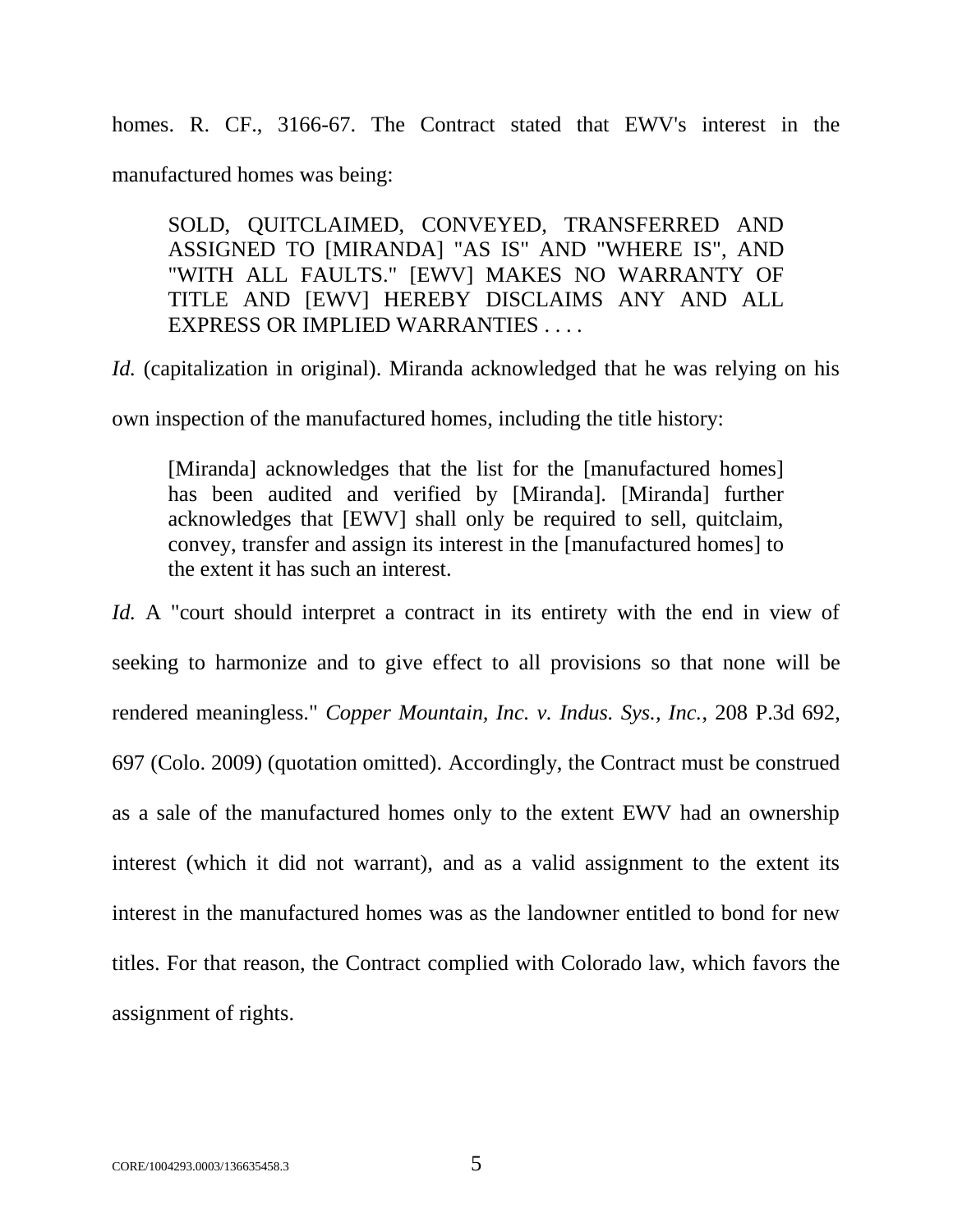homes. R. CF., 3166-67. The Contract stated that EWV's interest in the manufactured homes was being:

> SOLD, QUITCLAIMED, CONVEYED, TRANSFERRED AND ASSIGNED TO [MIRANDA] "AS IS" AND "WHERE IS", AND "WITH ALL FAULTS." [EWV] MAKES NO WARRANTY OF TITLE AND [EWV] HEREBY DISCLAIMS ANY AND ALL EXPRESS OR IMPLIED WARRANTIES . . . .

*Id.* (capitalization in original). Miranda acknowledged that he was relying on his own inspection of the manufactured homes, including the title history:

> [Miranda] acknowledges that the list for the [manufactured homes] has been audited and verified by [Miranda]. [Miranda] further acknowledges that [EWV] shall only be required to sell, quitclaim, convey, transfer and assign its interest in the [manufactured homes] to the extent it has such an interest.

*Id.* A "court should interpret a contract in its entirety with the end in view of seeking to harmonize and to give effect to all provisions so that none will be rendered meaningless." *Copper Mountain, Inc. v. Indus. Sys., Inc.*, 208 P.3d 692, 697 (Colo. 2009) (quotation omitted). Accordingly, the Contract must be construed as a sale of the manufactured homes only to the extent EWV had an ownership interest (which it did not warrant), and as a valid assignment to the extent its interest in the manufactured homes was as the landowner entitled to bond for new titles. For that reason, the Contract complied with Colorado law, which favors the assignment of rights.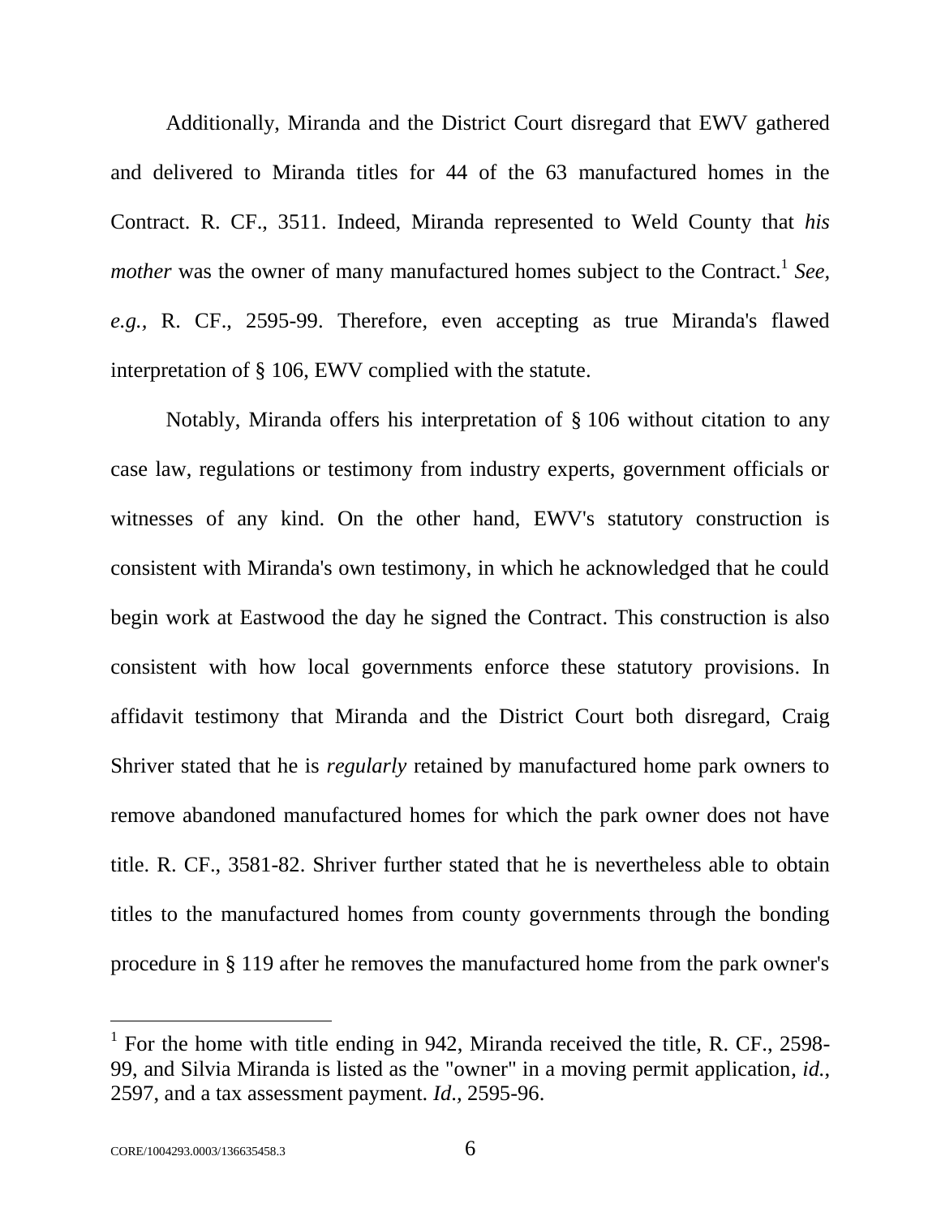Additionally, Miranda and the District Court disregard that EWV gathered and delivered to Miranda titles for 44 of the 63 manufactured homes in the Contract. R. CF., 3511. Indeed, Miranda represented to Weld County that *his mother* was the owner of many manufactured homes subject to the Contract.[1] *See, e.g.*, R. CF., 2595-99. Therefore, even accepting as true Miranda's flawed interpretation of § 106, EWV complied with the statute.

Notably, Miranda offers his interpretation of § 106 without citation to any case law, regulations or testimony from industry experts, government officials or witnesses of any kind. On the other hand, EWV's statutory construction is consistent with Miranda's own testimony, in which he acknowledged that he could begin work at Eastwood the day he signed the Contract. This construction is also consistent with how local governments enforce these statutory provisions. In affidavit testimony that Miranda and the District Court both disregard, Craig Shriver stated that he is *regularly* retained by manufactured home park owners to remove abandoned manufactured homes for which the park owner does not have title. R. CF., 3581-82. Shriver further stated that he is nevertheless able to obtain titles to the manufactured homes from county governments through the bonding procedure in § 119 after he removes the manufactured home from the park owner's

[1] For the home with title ending in 942, Miranda received the title, R. CF., 2598-99, and Silvia Miranda is listed as the "owner" in a moving permit application, *id.*, 2597, and a tax assessment payment. *Id.*, 2595-96.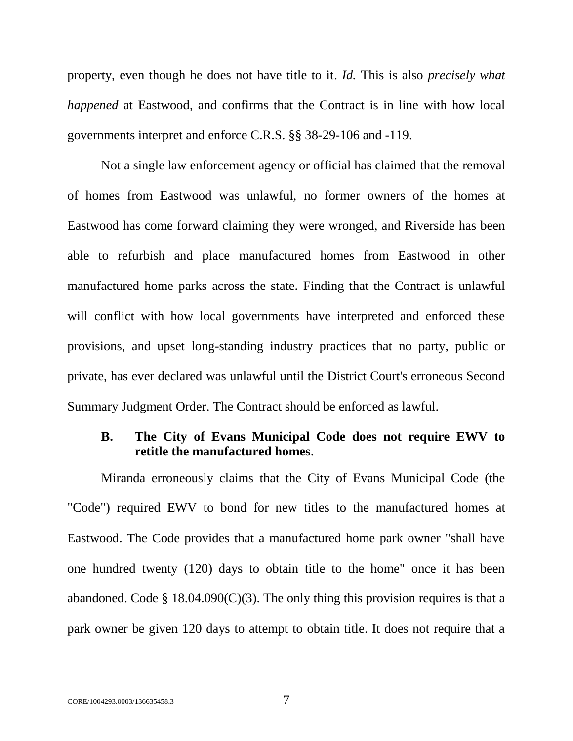property, even though he does not have title to it. *Id.* This is also *precisely what happened* at Eastwood, and confirms that the Contract is in line with how local governments interpret and enforce C.R.S. §§ 38-29-106 and -119.

Not a single law enforcement agency or official has claimed that the removal of homes from Eastwood was unlawful, no former owners of the homes at Eastwood has come forward claiming they were wronged, and Riverside has been able to refurbish and place manufactured homes from Eastwood in other manufactured home parks across the state. Finding that the Contract is unlawful will conflict with how local governments have interpreted and enforced these provisions, and upset long-standing industry practices that no party, public or private, has ever declared was unlawful until the District Court's erroneous Second Summary Judgment Order. The Contract should be enforced as lawful.

### B. The City of Evans Municipal Code does not require EWV to retitle the manufactured homes.

Miranda erroneously claims that the City of Evans Municipal Code (the "Code") required EWV to bond for new titles to the manufactured homes at Eastwood. The Code provides that a manufactured home park owner "shall have one hundred twenty (120) days to obtain title to the home" once it has been abandoned. Code § 18.04.090(C)(3). The only thing this provision requires is that a park owner be given 120 days to attempt to obtain title. It does not require that a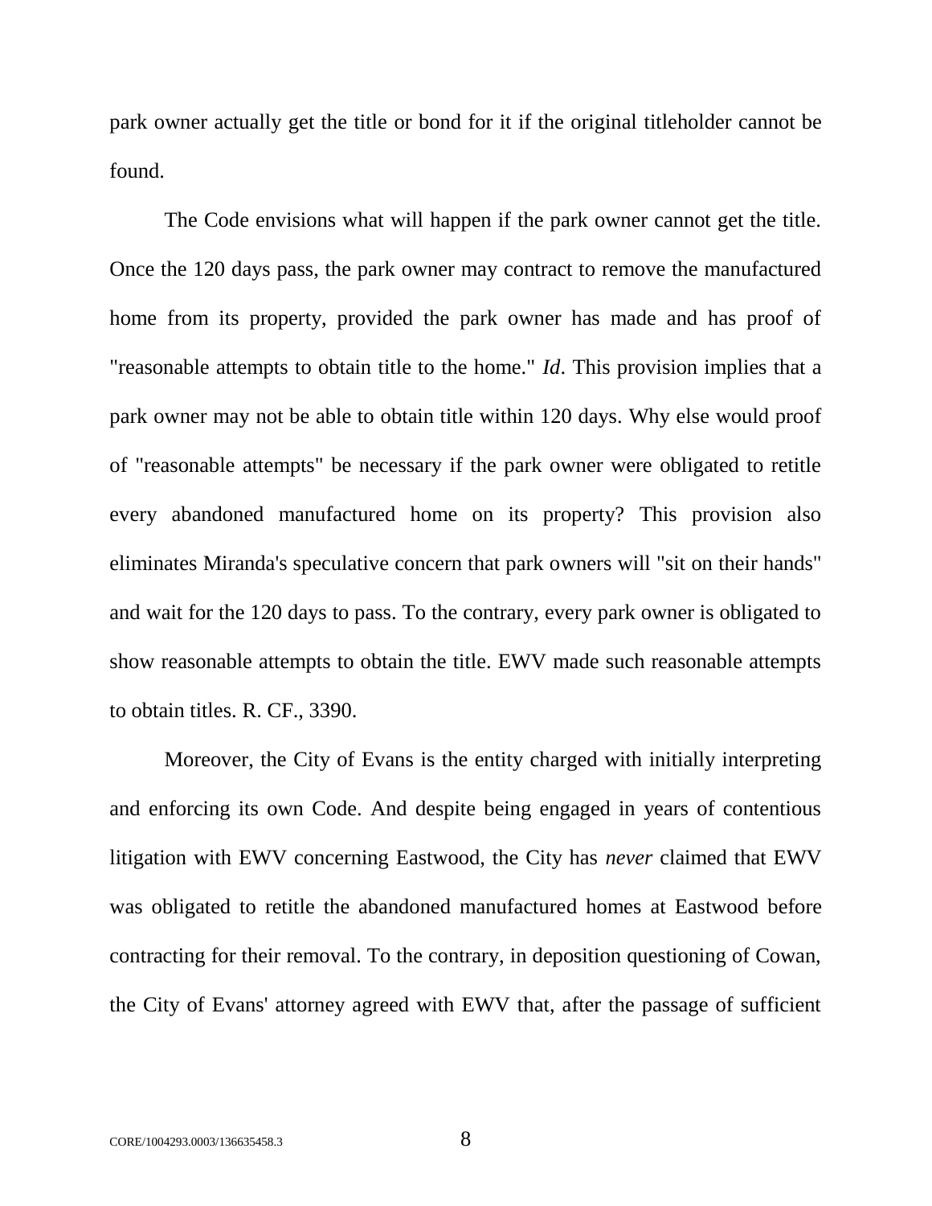park owner actually get the title or bond for it if the original titleholder cannot be found.

The Code envisions what will happen if the park owner cannot get the title. Once the 120 days pass, the park owner may contract to remove the manufactured home from its property, provided the park owner has made and has proof of "reasonable attempts to obtain title to the home." *Id*. This provision implies that a park owner may not be able to obtain title within 120 days. Why else would proof of "reasonable attempts" be necessary if the park owner were obligated to retitle every abandoned manufactured home on its property? This provision also eliminates Miranda's speculative concern that park owners will "sit on their hands" and wait for the 120 days to pass. To the contrary, every park owner is obligated to show reasonable attempts to obtain the title. EWV made such reasonable attempts to obtain titles. R. CF., 3390.

Moreover, the City of Evans is the entity charged with initially interpreting and enforcing its own Code. And despite being engaged in years of contentious litigation with EWV concerning Eastwood, the City has *never* claimed that EWV was obligated to retitle the abandoned manufactured homes at Eastwood before contracting for their removal. To the contrary, in deposition questioning of Cowan, the City of Evans' attorney agreed with EWV that, after the passage of sufficient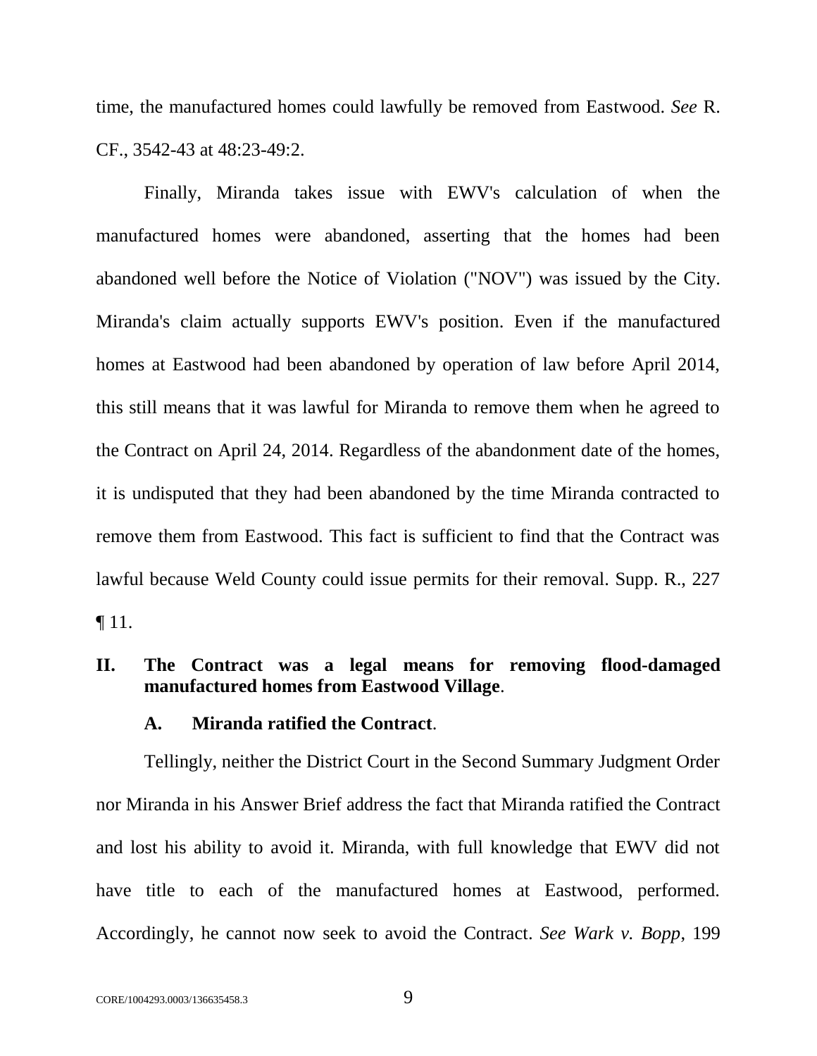time, the manufactured homes could lawfully be removed from Eastwood. *See* R. CF., 3542-43 at 48:23-49:2.

Finally, Miranda takes issue with EWV's calculation of when the manufactured homes were abandoned, asserting that the homes had been abandoned well before the Notice of Violation ("NOV") was issued by the City. Miranda's claim actually supports EWV's position. Even if the manufactured homes at Eastwood had been abandoned by operation of law before April 2014, this still means that it was lawful for Miranda to remove them when he agreed to the Contract on April 24, 2014. Regardless of the abandonment date of the homes, it is undisputed that they had been abandoned by the time Miranda contracted to remove them from Eastwood. This fact is sufficient to find that the Contract was lawful because Weld County could issue permits for their removal. Supp. R., 227 ¶ 11.

## II. The Contract was a legal means for removing flood-damaged manufactured homes from Eastwood Village.

### A. Miranda ratified the Contract.

Tellingly, neither the District Court in the Second Summary Judgment Order nor Miranda in his Answer Brief address the fact that Miranda ratified the Contract and lost his ability to avoid it. Miranda, with full knowledge that EWV did not have title to each of the manufactured homes at Eastwood, performed. Accordingly, he cannot now seek to avoid the Contract. *See Wark v. Bopp*, 199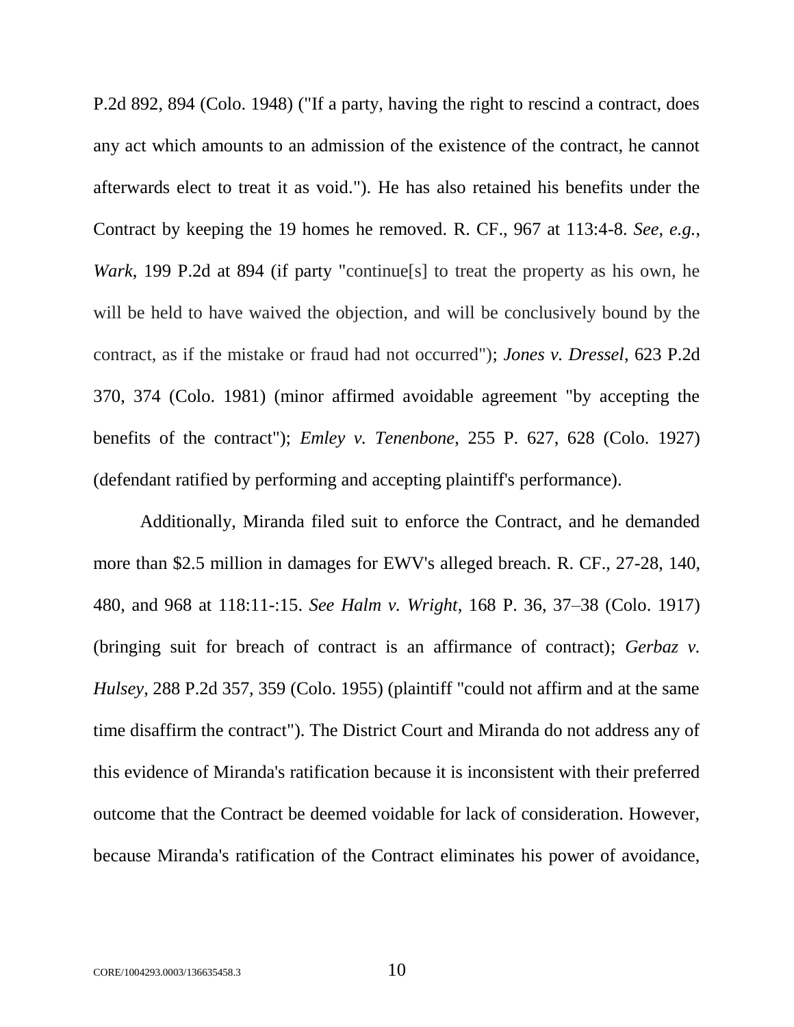P.2d 892, 894 (Colo. 1948) ("If a party, having the right to rescind a contract, does any act which amounts to an admission of the existence of the contract, he cannot afterwards elect to treat it as void."). He has also retained his benefits under the Contract by keeping the 19 homes he removed. R. CF., 967 at 113:4-8. *See, e.g.*, *Wark*, 199 P.2d at 894 (if party "continue[s] to treat the property as his own, he will be held to have waived the objection, and will be conclusively bound by the contract, as if the mistake or fraud had not occurred"); ***Jones v. Dressel***, 623 P.2d 370, 374 (Colo. 1981) (minor affirmed avoidable agreement "by accepting the benefits of the contract"); ***Emley v. Tenenbone***, 255 P. 627, 628 (Colo. 1927) (defendant ratified by performing and accepting plaintiff's performance).

Additionally, Miranda filed suit to enforce the Contract, and he demanded more than $2.5 million in damages for EWV's alleged breach. R. CF., 27-28, 140, 480, and 968 at 118:11-:15. *See Halm v. Wright*, 168 P. 36, 37–38 (Colo. 1917) (bringing suit for breach of contract is an affirmance of contract); *Gerbaz v. Hulsey*, 288 P.2d 357, 359 (Colo. 1955) (plaintiff "could not affirm and at the same time disaffirm the contract"). The District Court and Miranda do not address any of this evidence of Miranda's ratification because it is inconsistent with their preferred outcome that the Contract be deemed voidable for lack of consideration. However, because Miranda's ratification of the Contract eliminates his power of avoidance,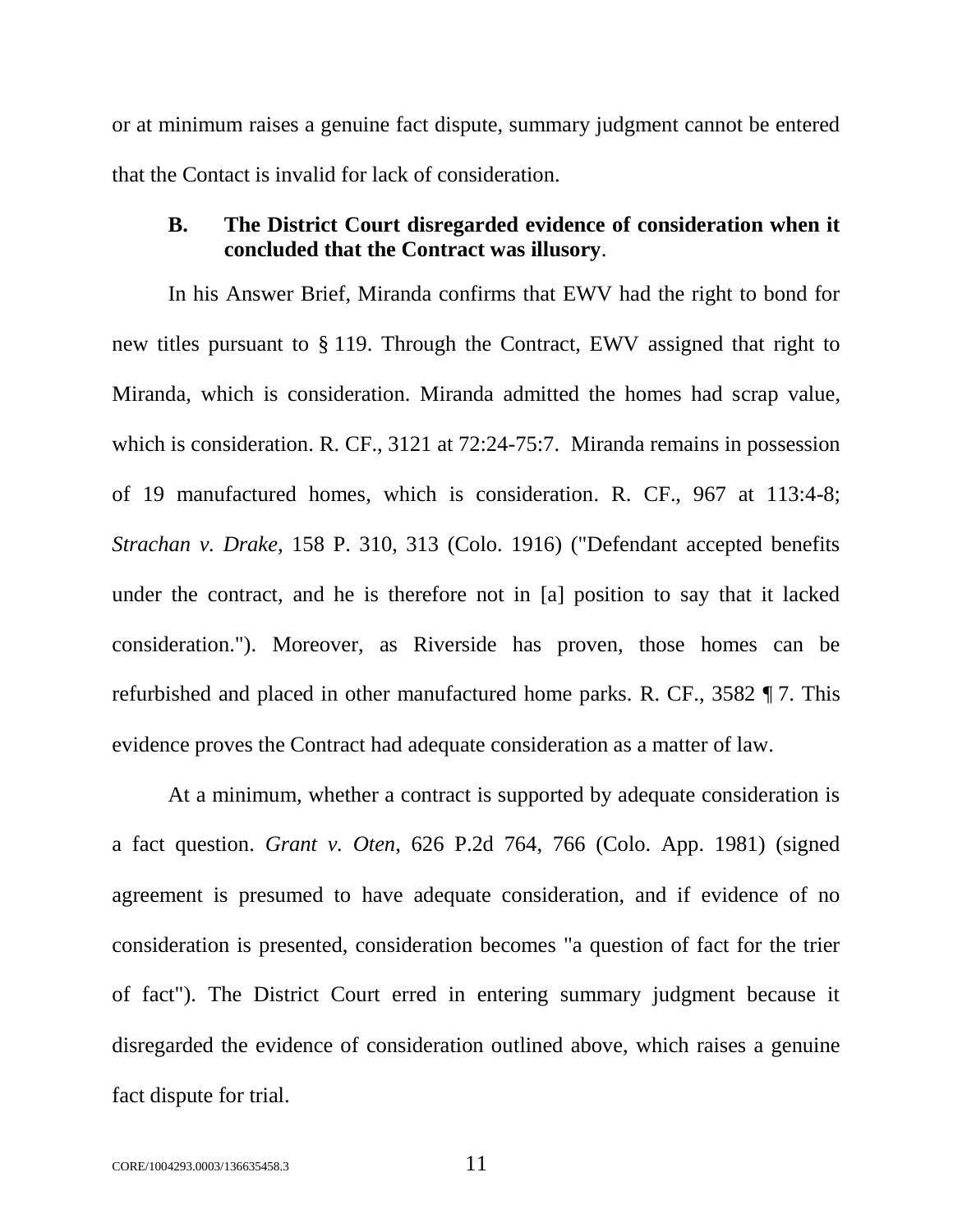or at minimum raises a genuine fact dispute, summary judgment cannot be entered that the Contact is invalid for lack of consideration.

### B. The District Court disregarded evidence of consideration when it concluded that the Contract was illusory.

In his Answer Brief, Miranda confirms that EWV had the right to bond for new titles pursuant to § 119. Through the Contract, EWV assigned that right to Miranda, which is consideration. Miranda admitted the homes had scrap value, which is consideration. R. CF., 3121 at 72:24-75:7. Miranda remains in possession of 19 manufactured homes, which is consideration. R. CF., 967 at 113:4-8; *Strachan v. Drake*, 158 P. 310, 313 (Colo. 1916) ("Defendant accepted benefits under the contract, and he is therefore not in [a] position to say that it lacked consideration."). Moreover, as Riverside has proven, those homes can be refurbished and placed in other manufactured home parks. R. CF., 3582 ¶ 7. This evidence proves the Contract had adequate consideration as a matter of law.

At a minimum, whether a contract is supported by adequate consideration is a fact question. *Grant v. Oten*, 626 P.2d 764, 766 (Colo. App. 1981) (signed agreement is presumed to have adequate consideration, and if evidence of no consideration is presented, consideration becomes "a question of fact for the trier of fact"). The District Court erred in entering summary judgment because it disregarded the evidence of consideration outlined above, which raises a genuine fact dispute for trial.

CORE/1004293.0003/136635458.3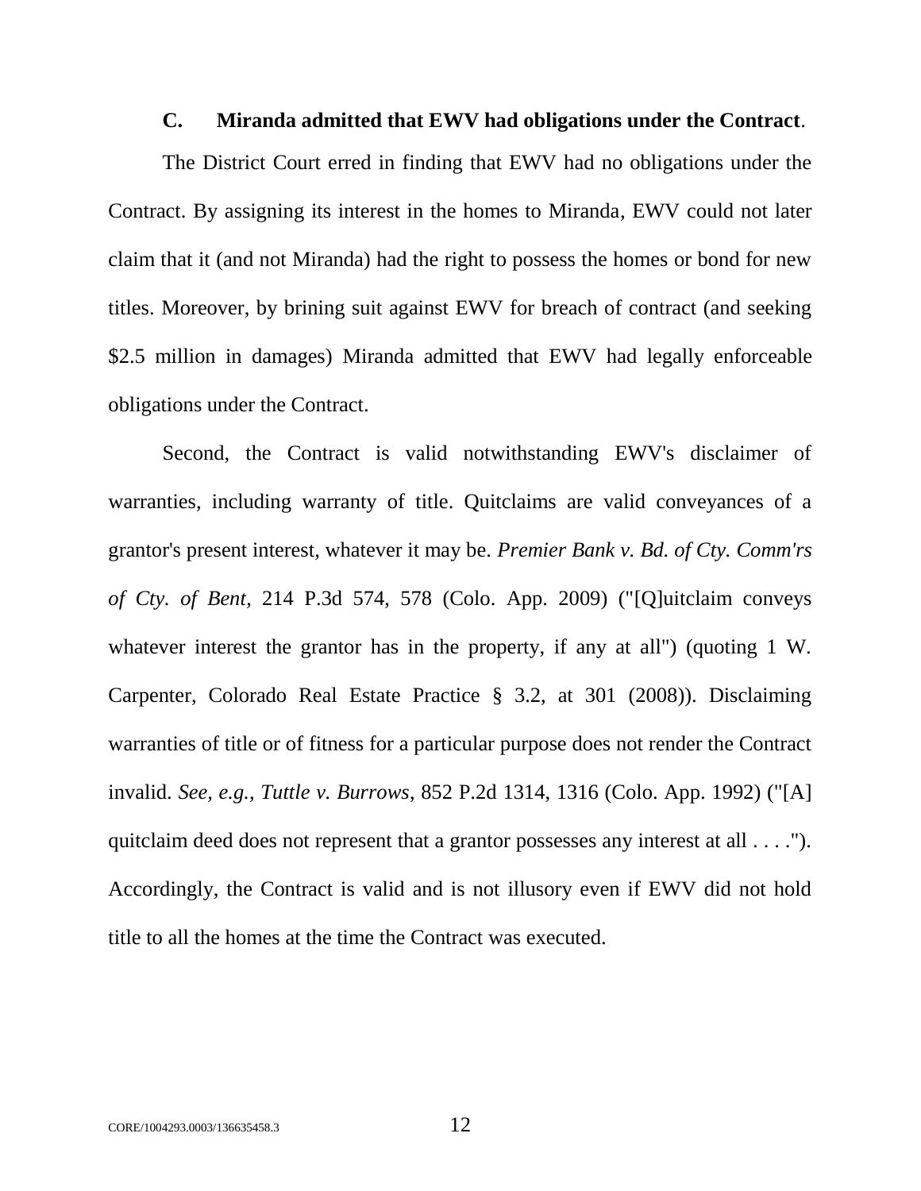### C. Miranda admitted that EWV had obligations under the Contract.

The District Court erred in finding that EWV had no obligations under the Contract. By assigning its interest in the homes to Miranda, EWV could not later claim that it (and not Miranda) had the right to possess the homes or bond for new titles. Moreover, by brining suit against EWV for breach of contract (and seeking $2.5 million in damages) Miranda admitted that EWV had legally enforceable obligations under the Contract.

Second, the Contract is valid notwithstanding EWV's disclaimer of warranties, including warranty of title. Quitclaims are valid conveyances of a grantor's present interest, whatever it may be. *Premier Bank v. Bd. of Cty. Comm'rs of Cty. of Bent*, 214 P.3d 574, 578 (Colo. App. 2009) ("[Q]uitclaim conveys whatever interest the grantor has in the property, if any at all") (quoting 1 W. Carpenter, Colorado Real Estate Practice § 3.2, at 301 (2008)). Disclaiming warranties of title or of fitness for a particular purpose does not render the Contract invalid. *See, e.g., Tuttle v. Burrows*, 852 P.2d 1314, 1316 (Colo. App. 1992) ("[A] quitclaim deed does not represent that a grantor possesses any interest at all . . . ."). Accordingly, the Contract is valid and is not illusory even if EWV did not hold title to all the homes at the time the Contract was executed.

CORE/1004293.0003/136635458.3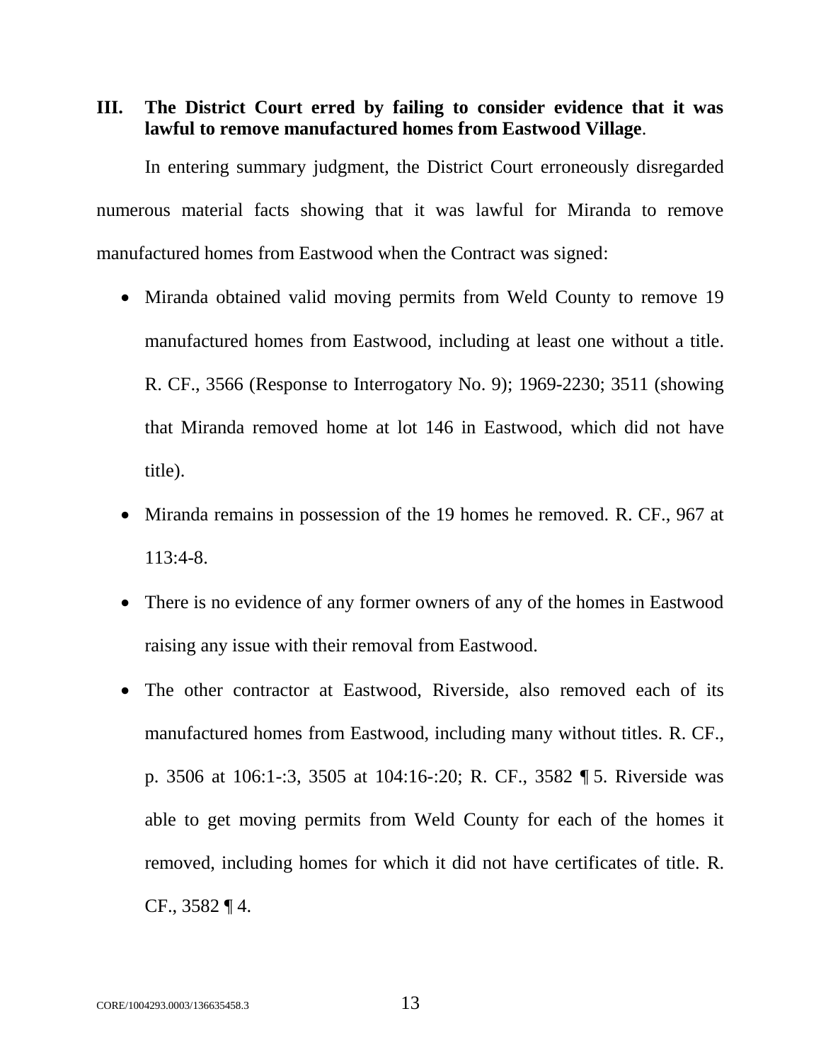## III. The District Court erred by failing to consider evidence that it was lawful to remove manufactured homes from Eastwood Village.

In entering summary judgment, the District Court erroneously disregarded numerous material facts showing that it was lawful for Miranda to remove manufactured homes from Eastwood when the Contract was signed:

- Miranda obtained valid moving permits from Weld County to remove 19 manufactured homes from Eastwood, including at least one without a title. R. CF., 3566 (Response to Interrogatory No. 9); 1969-2230; 3511 (showing that Miranda removed home at lot 146 in Eastwood, which did not have title).
- Miranda remains in possession of the 19 homes he removed. R. CF., 967 at 113:4-8.
- There is no evidence of any former owners of any of the homes in Eastwood raising any issue with their removal from Eastwood.
- The other contractor at Eastwood, Riverside, also removed each of its manufactured homes from Eastwood, including many without titles. R. CF., p. 3506 at 106:1-:3, 3505 at 104:16-:20; R. CF., 3582 ¶ 5. Riverside was able to get moving permits from Weld County for each of the homes it removed, including homes for which it did not have certificates of title. R. CF., 3582 ¶ 4.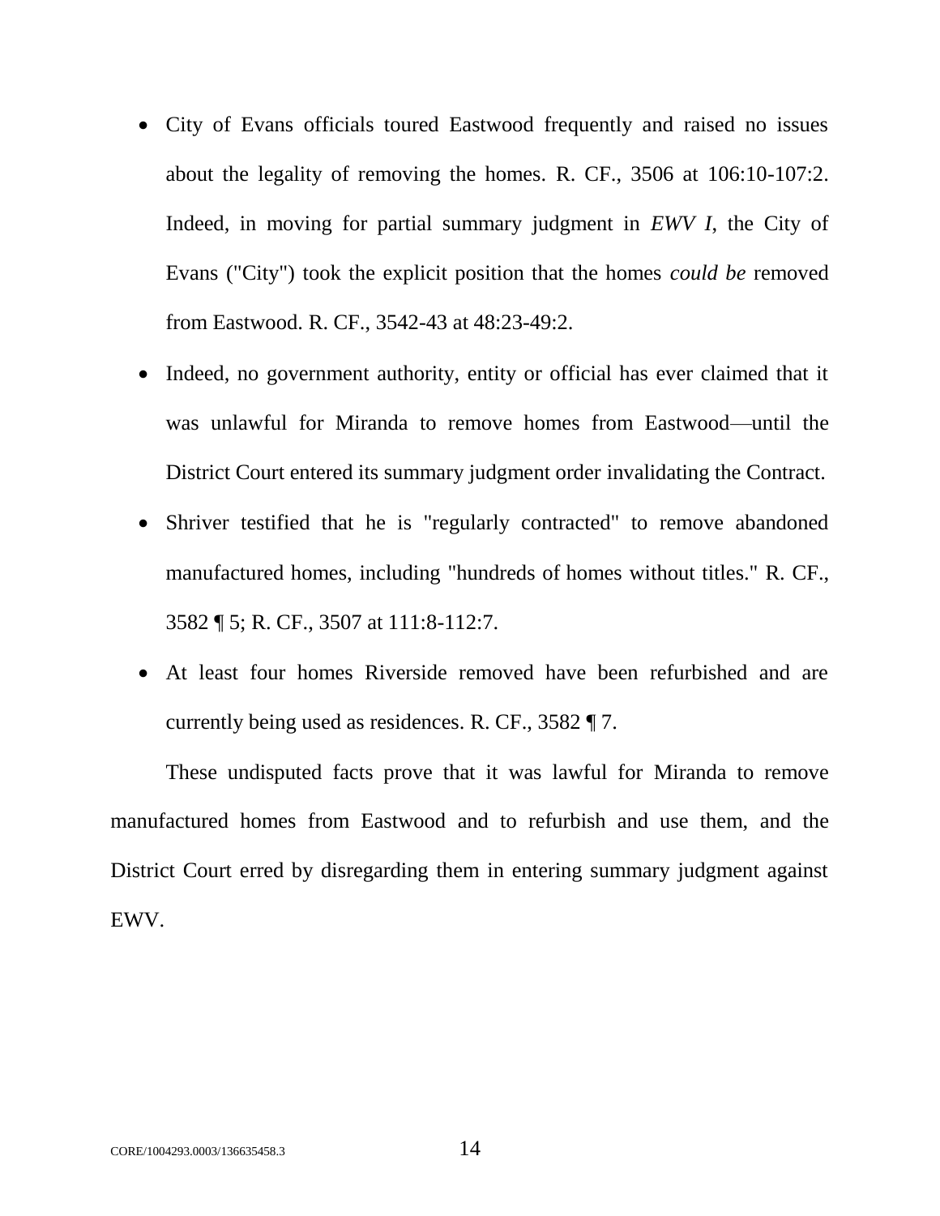- City of Evans officials toured Eastwood frequently and raised no issues about the legality of removing the homes. R. CF., 3506 at 106:10-107:2. Indeed, in moving for partial summary judgment in *EWV I*, the City of Evans ("City") took the explicit position that the homes *could be* removed from Eastwood. R. CF., 3542-43 at 48:23-49:2.
- Indeed, no government authority, entity or official has ever claimed that it was unlawful for Miranda to remove homes from Eastwood—until the District Court entered its summary judgment order invalidating the Contract.
- Shriver testified that he is "regularly contracted" to remove abandoned manufactured homes, including "hundreds of homes without titles." R. CF., 3582 ¶ 5; R. CF., 3507 at 111:8-112:7.
- At least four homes Riverside removed have been refurbished and are currently being used as residences. R. CF., 3582 ¶ 7.

These undisputed facts prove that it was lawful for Miranda to remove manufactured homes from Eastwood and to refurbish and use them, and the District Court erred by disregarding them in entering summary judgment against EWV.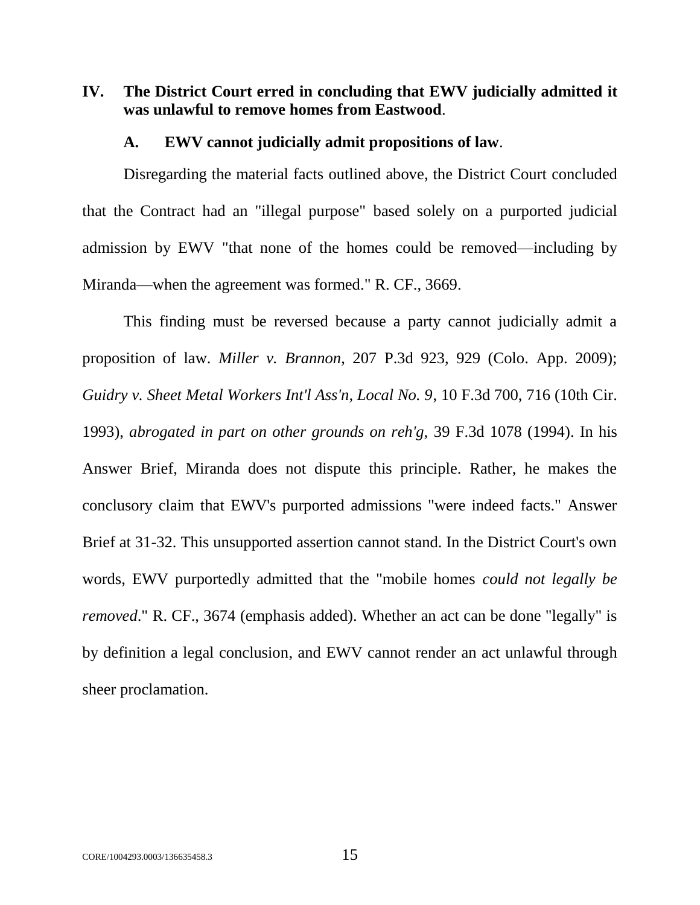## IV. The District Court erred in concluding that EWV judicially admitted it was unlawful to remove homes from Eastwood.

### A. EWV cannot judicially admit propositions of law.

Disregarding the material facts outlined above, the District Court concluded that the Contract had an "illegal purpose" based solely on a purported judicial admission by EWV "that none of the homes could be removed—including by Miranda—when the agreement was formed." R. CF., 3669.

This finding must be reversed because a party cannot judicially admit a proposition of law. *Miller v. Brannon*, 207 P.3d 923, 929 (Colo. App. 2009); *Guidry v. Sheet Metal Workers Int'l Ass'n, Local No. 9*, 10 F.3d 700, 716 (10th Cir. 1993), *abrogated in part on other grounds on reh'g*, 39 F.3d 1078 (1994). In his Answer Brief, Miranda does not dispute this principle. Rather, he makes the conclusory claim that EWV's purported admissions "were indeed facts." Answer Brief at 31-32. This unsupported assertion cannot stand. In the District Court's own words, EWV purportedly admitted that the "mobile homes *could not legally be removed*." R. CF., 3674 (emphasis added). Whether an act can be done "legally" is by definition a legal conclusion, and EWV cannot render an act unlawful through sheer proclamation.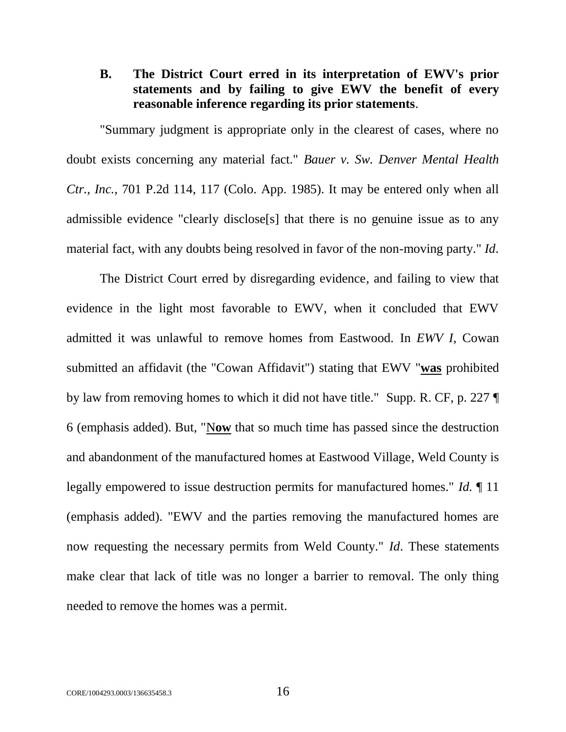### B. The District Court erred in its interpretation of EWV's prior statements and by failing to give EWV the benefit of every reasonable inference regarding its prior statements.

"Summary judgment is appropriate only in the clearest of cases, where no doubt exists concerning any material fact." *Bauer v. Sw. Denver Mental Health Ctr., Inc.*, 701 P.2d 114, 117 (Colo. App. 1985). It may be entered only when all admissible evidence "clearly disclose[s] that there is no genuine issue as to any material fact, with any doubts being resolved in favor of the non-moving party." *Id*.

The District Court erred by disregarding evidence, and failing to view that evidence in the light most favorable to EWV, when it concluded that EWV admitted it was unlawful to remove homes from Eastwood. In *EWV I*, Cowan submitted an affidavit (the "Cowan Affidavit") stating that EWV "**was** prohibited by law from removing homes to which it did not have title." Supp. R. CF, p. 227 ¶ 6 (emphasis added). But, "N**ow** that so much time has passed since the destruction and abandonment of the manufactured homes at Eastwood Village, Weld County is legally empowered to issue destruction permits for manufactured homes." *Id.* ¶ 11 (emphasis added). "EWV and the parties removing the manufactured homes are now requesting the necessary permits from Weld County." *Id*. These statements make clear that lack of title was no longer a barrier to removal. The only thing needed to remove the homes was a permit.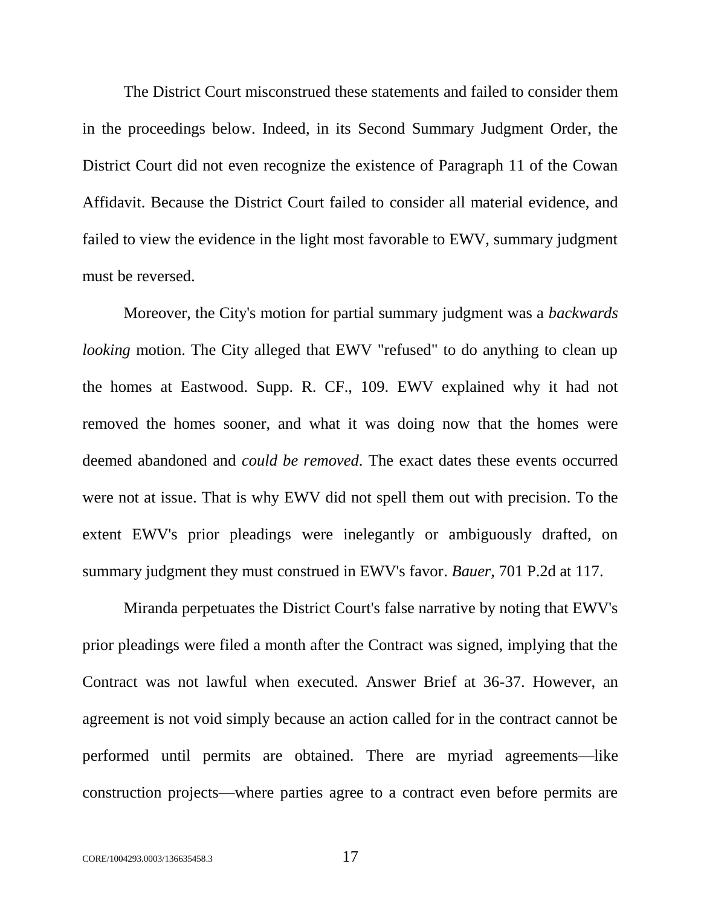The District Court misconstrued these statements and failed to consider them in the proceedings below. Indeed, in its Second Summary Judgment Order, the District Court did not even recognize the existence of Paragraph 11 of the Cowan Affidavit. Because the District Court failed to consider all material evidence, and failed to view the evidence in the light most favorable to EWV, summary judgment must be reversed.

Moreover, the City's motion for partial summary judgment was a *backwards looking* motion. The City alleged that EWV "refused" to do anything to clean up the homes at Eastwood. Supp. R. CF., 109. EWV explained why it had not removed the homes sooner, and what it was doing now that the homes were deemed abandoned and *could be removed*. The exact dates these events occurred were not at issue. That is why EWV did not spell them out with precision. To the extent EWV's prior pleadings were inelegantly or ambiguously drafted, on summary judgment they must construed in EWV's favor. *Bauer*, 701 P.2d at 117.

Miranda perpetuates the District Court's false narrative by noting that EWV's prior pleadings were filed a month after the Contract was signed, implying that the Contract was not lawful when executed. Answer Brief at 36-37. However, an agreement is not void simply because an action called for in the contract cannot be performed until permits are obtained. There are myriad agreements—like construction projects—where parties agree to a contract even before permits are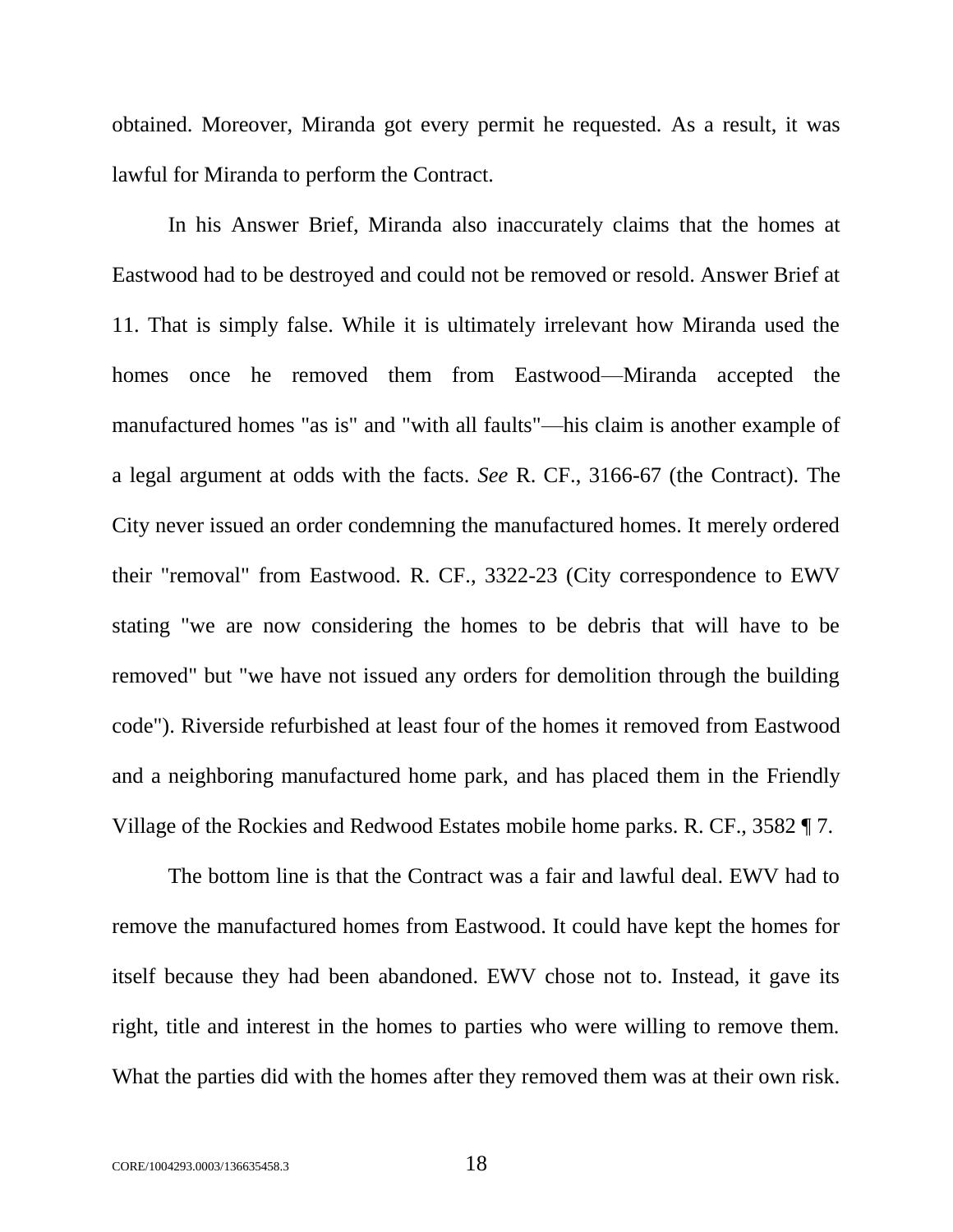obtained. Moreover, Miranda got every permit he requested. As a result, it was lawful for Miranda to perform the Contract.

In his Answer Brief, Miranda also inaccurately claims that the homes at Eastwood had to be destroyed and could not be removed or resold. Answer Brief at 11. That is simply false. While it is ultimately irrelevant how Miranda used the homes once he removed them from Eastwood—Miranda accepted the manufactured homes "as is" and "with all faults"—his claim is another example of a legal argument at odds with the facts. *See* R. CF., 3166-67 (the Contract). The City never issued an order condemning the manufactured homes. It merely ordered their "removal" from Eastwood. R. CF., 3322-23 (City correspondence to EWV stating "we are now considering the homes to be debris that will have to be removed" but "we have not issued any orders for demolition through the building code"). Riverside refurbished at least four of the homes it removed from Eastwood and a neighboring manufactured home park, and has placed them in the Friendly Village of the Rockies and Redwood Estates mobile home parks. R. CF., 3582 ¶ 7.

The bottom line is that the Contract was a fair and lawful deal. EWV had to remove the manufactured homes from Eastwood. It could have kept the homes for itself because they had been abandoned. EWV chose not to. Instead, it gave its right, title and interest in the homes to parties who were willing to remove them. What the parties did with the homes after they removed them was at their own risk.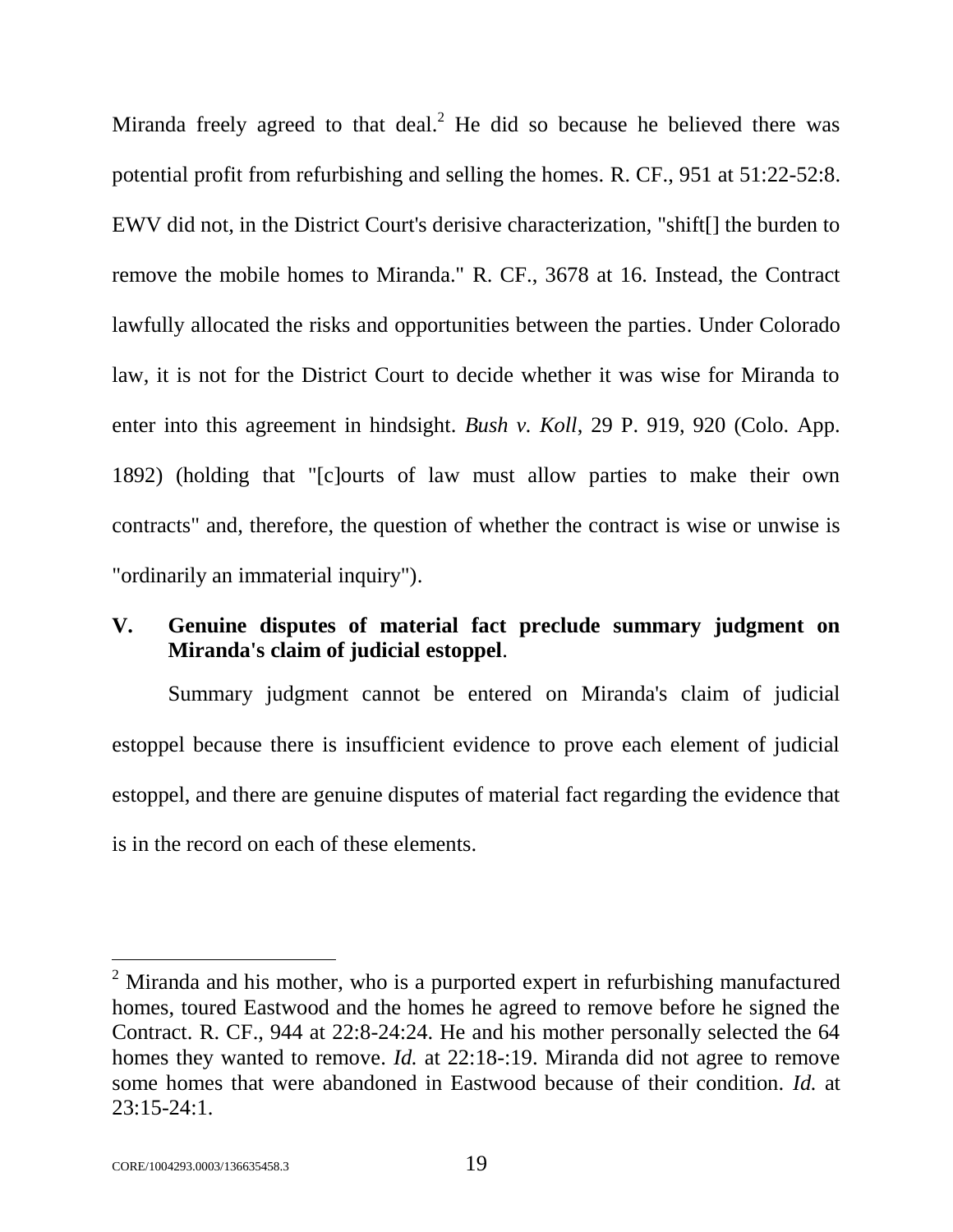Miranda freely agreed to that deal.[2] He did so because he believed there was potential profit from refurbishing and selling the homes. R. CF., 951 at 51:22-52:8. EWV did not, in the District Court's derisive characterization, "shift[] the burden to remove the mobile homes to Miranda." R. CF., 3678 at 16. Instead, the Contract lawfully allocated the risks and opportunities between the parties. Under Colorado law, it is not for the District Court to decide whether it was wise for Miranda to enter into this agreement in hindsight. *Bush v. Koll*, 29 P. 919, 920 (Colo. App. 1892) (holding that "[c]ourts of law must allow parties to make their own contracts" and, therefore, the question of whether the contract is wise or unwise is "ordinarily an immaterial inquiry").

## V. Genuine disputes of material fact preclude summary judgment on Miranda's claim of judicial estoppel.

Summary judgment cannot be entered on Miranda's claim of judicial estoppel because there is insufficient evidence to prove each element of judicial estoppel, and there are genuine disputes of material fact regarding the evidence that is in the record on each of these elements.

---

[2] Miranda and his mother, who is a purported expert in refurbishing manufactured homes, toured Eastwood and the homes he agreed to remove before he signed the Contract. R. CF., 944 at 22:8-24:24. He and his mother personally selected the 64 homes they wanted to remove. *Id.* at 22:18-:19. Miranda did not agree to remove some homes that were abandoned in Eastwood because of their condition. *Id.* at 23:15-24:1.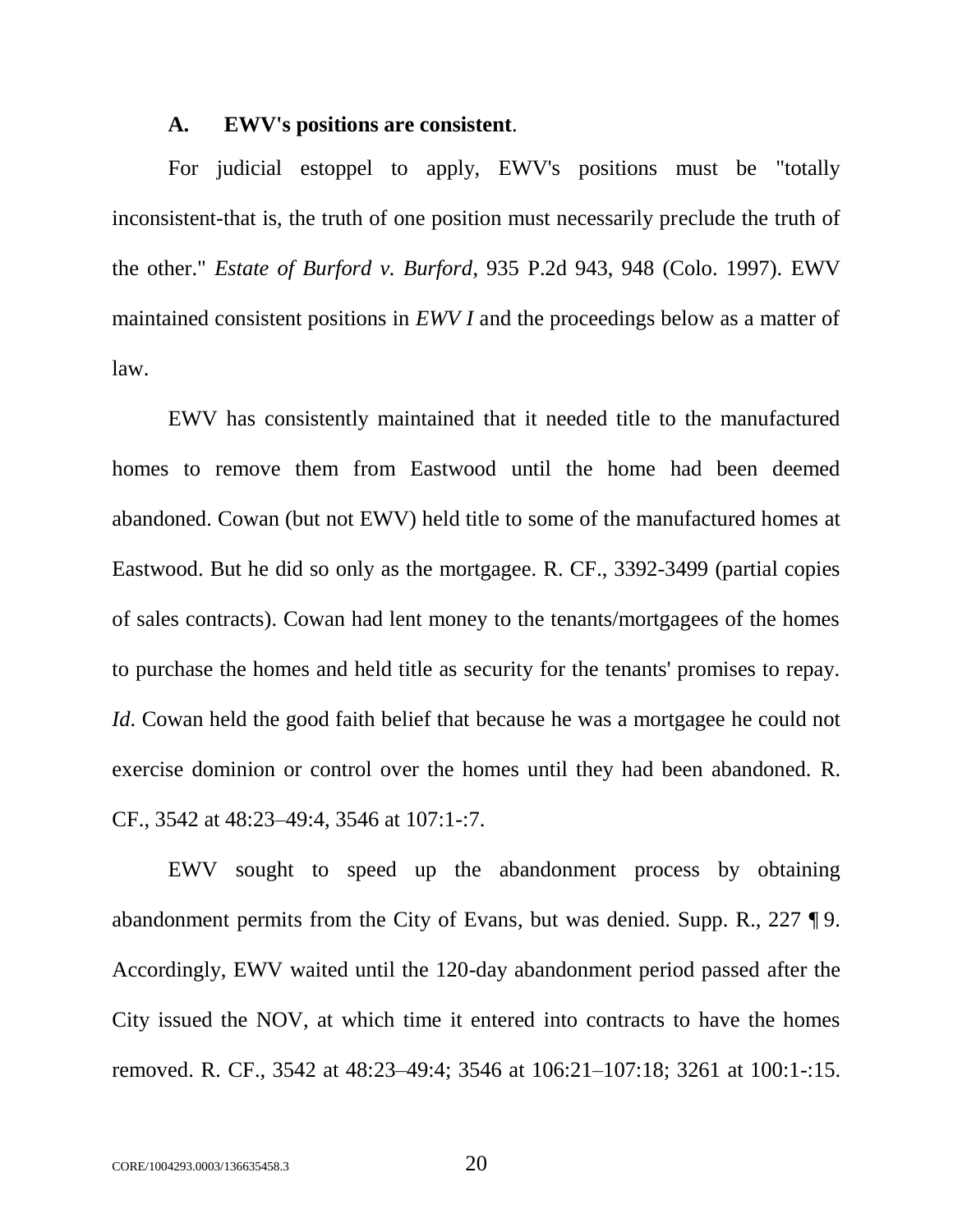### A. EWV's positions are consistent.

For judicial estoppel to apply, EWV's positions must be "totally inconsistent-that is, the truth of one position must necessarily preclude the truth of the other." *Estate of Burford v. Burford*, 935 P.2d 943, 948 (Colo. 1997). EWV maintained consistent positions in *EWV I* and the proceedings below as a matter of law.

EWV has consistently maintained that it needed title to the manufactured homes to remove them from Eastwood until the home had been deemed abandoned. Cowan (but not EWV) held title to some of the manufactured homes at Eastwood. But he did so only as the mortgagee. R. CF., 3392-3499 (partial copies of sales contracts). Cowan had lent money to the tenants/mortgagees of the homes to purchase the homes and held title as security for the tenants' promises to repay. *Id*. Cowan held the good faith belief that because he was a mortgagee he could not exercise dominion or control over the homes until they had been abandoned. R. CF., 3542 at 48:23–49:4, 3546 at 107:1-:7.

EWV sought to speed up the abandonment process by obtaining abandonment permits from the City of Evans, but was denied. Supp. R., 227 ¶ 9. Accordingly, EWV waited until the 120-day abandonment period passed after the City issued the NOV, at which time it entered into contracts to have the homes removed. R. CF., 3542 at 48:23–49:4; 3546 at 106:21–107:18; 3261 at 100:1-:15.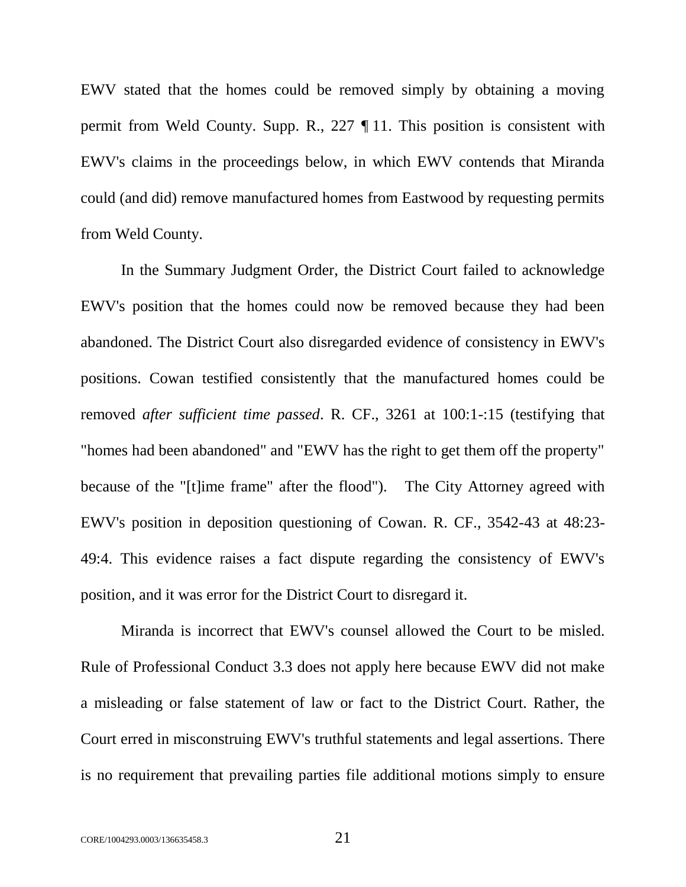EWV stated that the homes could be removed simply by obtaining a moving permit from Weld County. Supp. R., 227 ¶ 11. This position is consistent with EWV's claims in the proceedings below, in which EWV contends that Miranda could (and did) remove manufactured homes from Eastwood by requesting permits from Weld County.

In the Summary Judgment Order, the District Court failed to acknowledge EWV's position that the homes could now be removed because they had been abandoned. The District Court also disregarded evidence of consistency in EWV's positions. Cowan testified consistently that the manufactured homes could be removed *after sufficient time passed*. R. CF., 3261 at 100:1-:15 (testifying that "homes had been abandoned" and "EWV has the right to get them off the property" because of the "[t]ime frame" after the flood"). The City Attorney agreed with EWV's position in deposition questioning of Cowan. R. CF., 3542-43 at 48:23-49:4. This evidence raises a fact dispute regarding the consistency of EWV's position, and it was error for the District Court to disregard it.

Miranda is incorrect that EWV's counsel allowed the Court to be misled. Rule of Professional Conduct 3.3 does not apply here because EWV did not make a misleading or false statement of law or fact to the District Court. Rather, the Court erred in misconstruing EWV's truthful statements and legal assertions. There is no requirement that prevailing parties file additional motions simply to ensure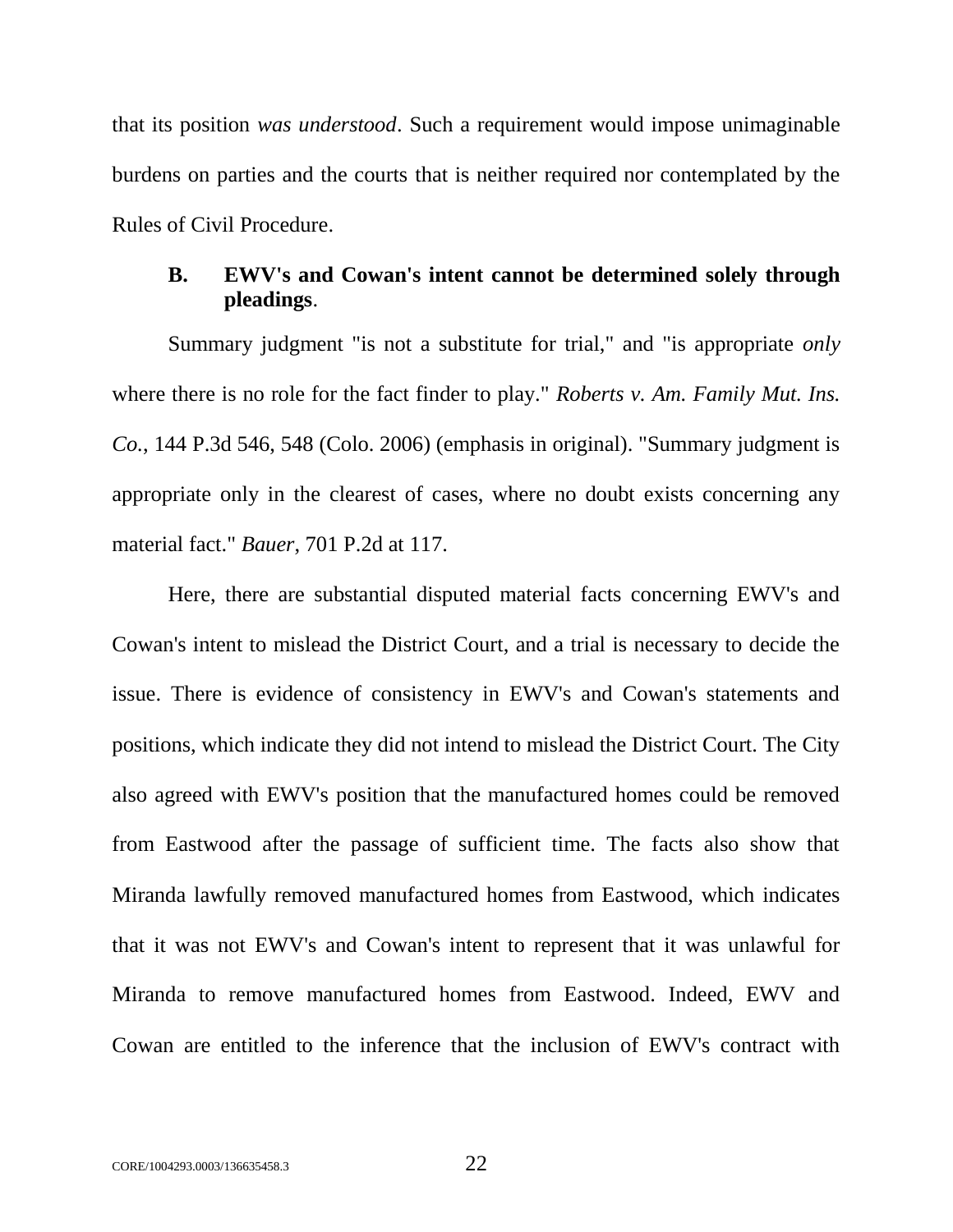that its position *was understood*. Such a requirement would impose unimaginable burdens on parties and the courts that is neither required nor contemplated by the Rules of Civil Procedure.

### B. EWV's and Cowan's intent cannot be determined solely through pleadings.

Summary judgment "is not a substitute for trial," and "is appropriate *only* where there is no role for the fact finder to play." *Roberts v. Am. Family Mut. Ins. Co.*, 144 P.3d 546, 548 (Colo. 2006) (emphasis in original). "Summary judgment is appropriate only in the clearest of cases, where no doubt exists concerning any material fact." *Bauer*, 701 P.2d at 117.

Here, there are substantial disputed material facts concerning EWV's and Cowan's intent to mislead the District Court, and a trial is necessary to decide the issue. There is evidence of consistency in EWV's and Cowan's statements and positions, which indicate they did not intend to mislead the District Court. The City also agreed with EWV's position that the manufactured homes could be removed from Eastwood after the passage of sufficient time. The facts also show that Miranda lawfully removed manufactured homes from Eastwood, which indicates that it was not EWV's and Cowan's intent to represent that it was unlawful for Miranda to remove manufactured homes from Eastwood. Indeed, EWV and Cowan are entitled to the inference that the inclusion of EWV's contract with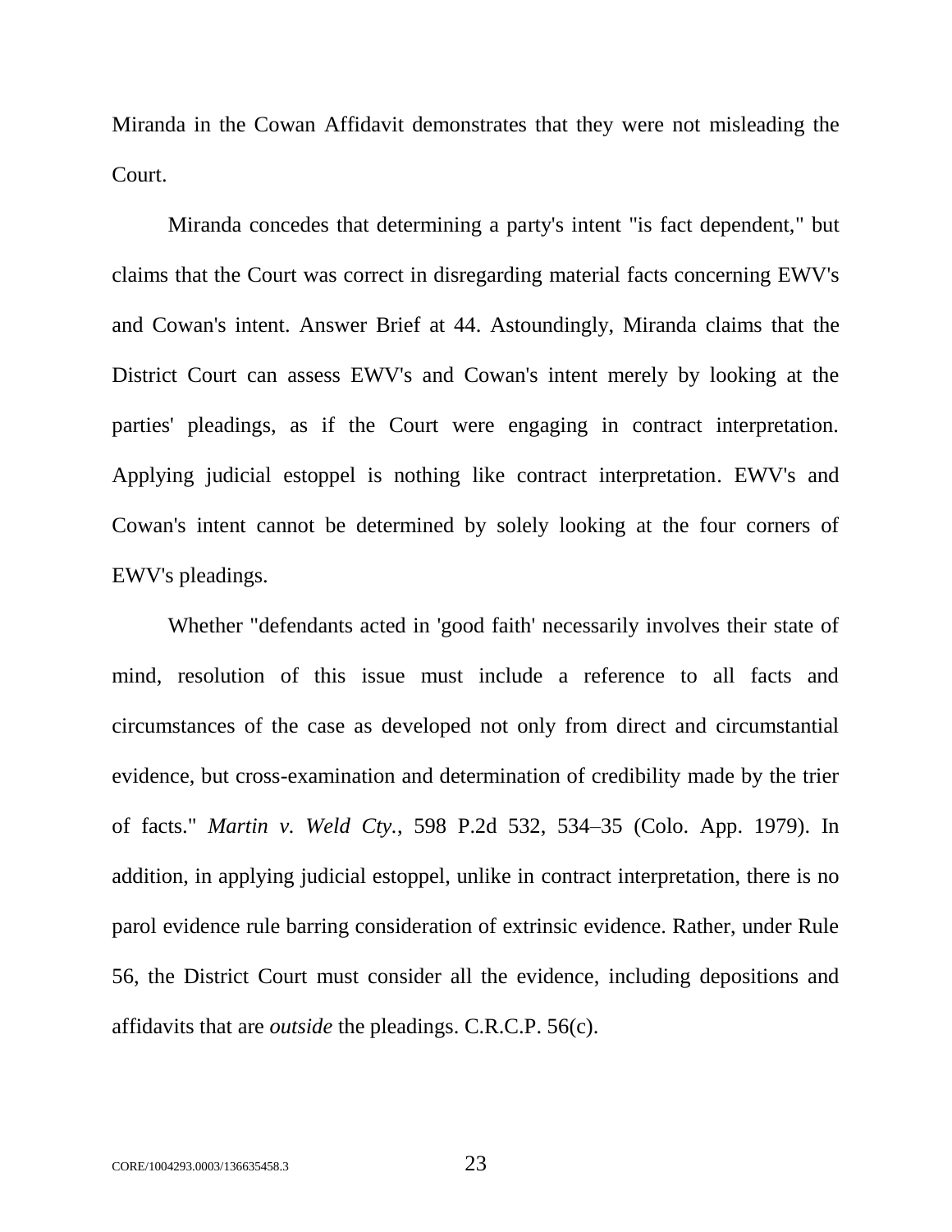Miranda in the Cowan Affidavit demonstrates that they were not misleading the Court.

Miranda concedes that determining a party's intent "is fact dependent," but claims that the Court was correct in disregarding material facts concerning EWV's and Cowan's intent. Answer Brief at 44. Astoundingly, Miranda claims that the District Court can assess EWV's and Cowan's intent merely by looking at the parties' pleadings, as if the Court were engaging in contract interpretation. Applying judicial estoppel is nothing like contract interpretation. EWV's and Cowan's intent cannot be determined by solely looking at the four corners of EWV's pleadings.

Whether "defendants acted in 'good faith' necessarily involves their state of mind, resolution of this issue must include a reference to all facts and circumstances of the case as developed not only from direct and circumstantial evidence, but cross-examination and determination of credibility made by the trier of facts." *Martin v. Weld Cty.*, 598 P.2d 532, 534–35 (Colo. App. 1979). In addition, in applying judicial estoppel, unlike in contract interpretation, there is no parol evidence rule barring consideration of extrinsic evidence. Rather, under Rule 56, the District Court must consider all the evidence, including depositions and affidavits that are *outside* the pleadings. C.R.C.P. 56(c).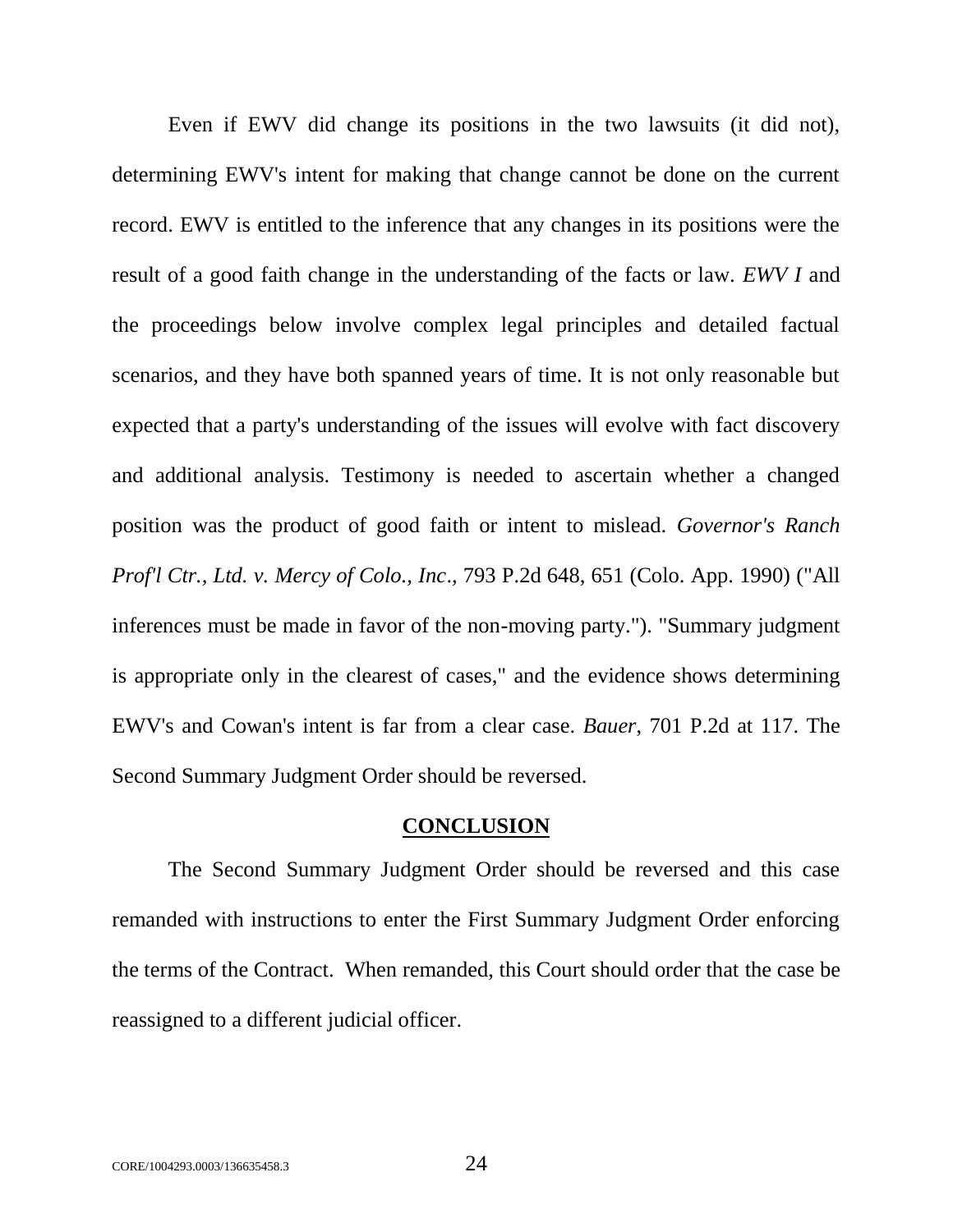Even if EWV did change its positions in the two lawsuits (it did not), determining EWV's intent for making that change cannot be done on the current record. EWV is entitled to the inference that any changes in its positions were the result of a good faith change in the understanding of the facts or law. *EWV I* and the proceedings below involve complex legal principles and detailed factual scenarios, and they have both spanned years of time. It is not only reasonable but expected that a party's understanding of the issues will evolve with fact discovery and additional analysis. Testimony is needed to ascertain whether a changed position was the product of good faith or intent to mislead. *Governor's Ranch Prof'l Ctr., Ltd. v. Mercy of Colo., Inc*., 793 P.2d 648, 651 (Colo. App. 1990) ("All inferences must be made in favor of the non-moving party."). "Summary judgment is appropriate only in the clearest of cases," and the evidence shows determining EWV's and Cowan's intent is far from a clear case. *Bauer*, 701 P.2d at 117. The Second Summary Judgment Order should be reversed.

## CONCLUSION

The Second Summary Judgment Order should be reversed and this case remanded with instructions to enter the First Summary Judgment Order enforcing the terms of the Contract. When remanded, this Court should order that the case be reassigned to a different judicial officer.

CORE/1004293.0003/136635458.3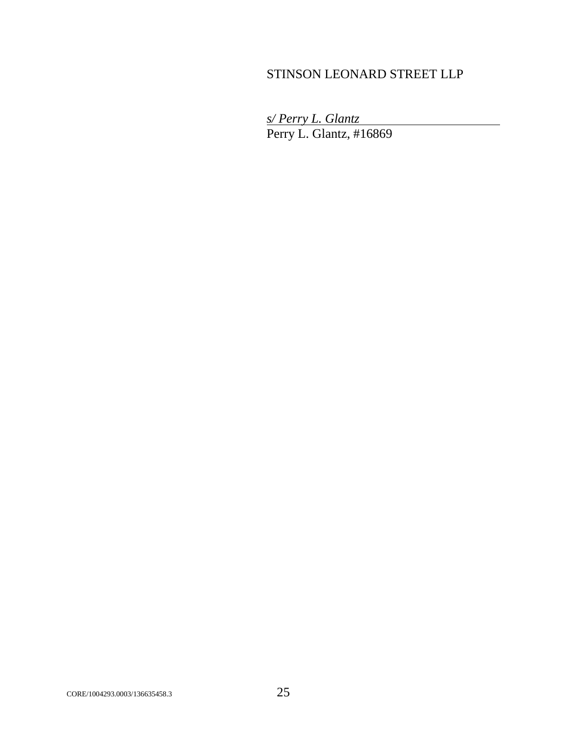STINSON LEONARD STREET LLP

*s/ Perry L. Glantz*

Perry L. Glantz, #16869

CORE/1004293.0003/136635458.3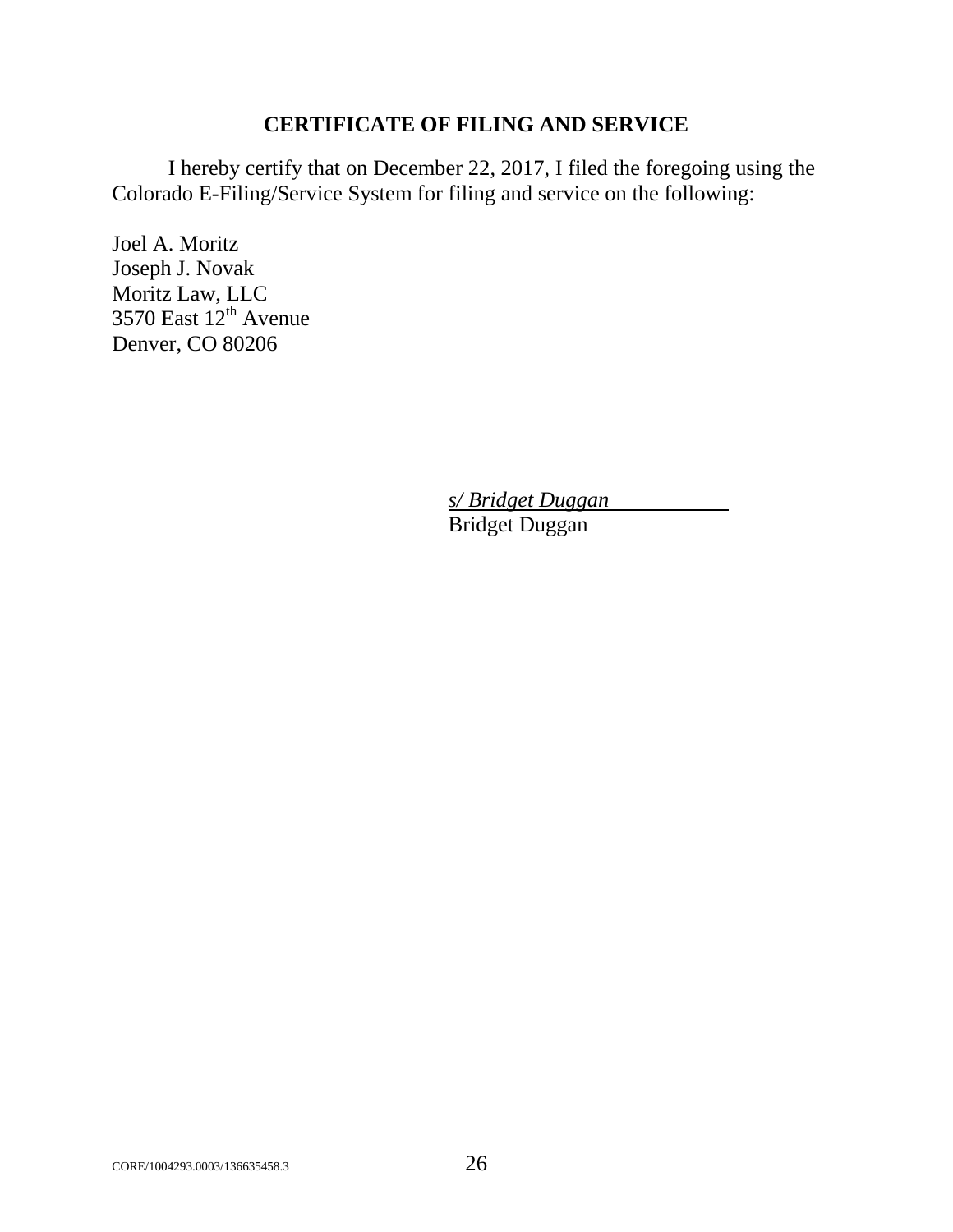## CERTIFICATE OF FILING AND SERVICE

I hereby certify that on December 22, 2017, I filed the foregoing using the Colorado E-Filing/Service System for filing and service on the following:

Joel A. Moritz  
Joseph J. Novak  
Moritz Law, LLC  
3570 East 12th Avenue  
Denver, CO 80206

*s/ Bridget Duggan*  
Bridget Duggan

CORE/1004293.0003/136635458.3